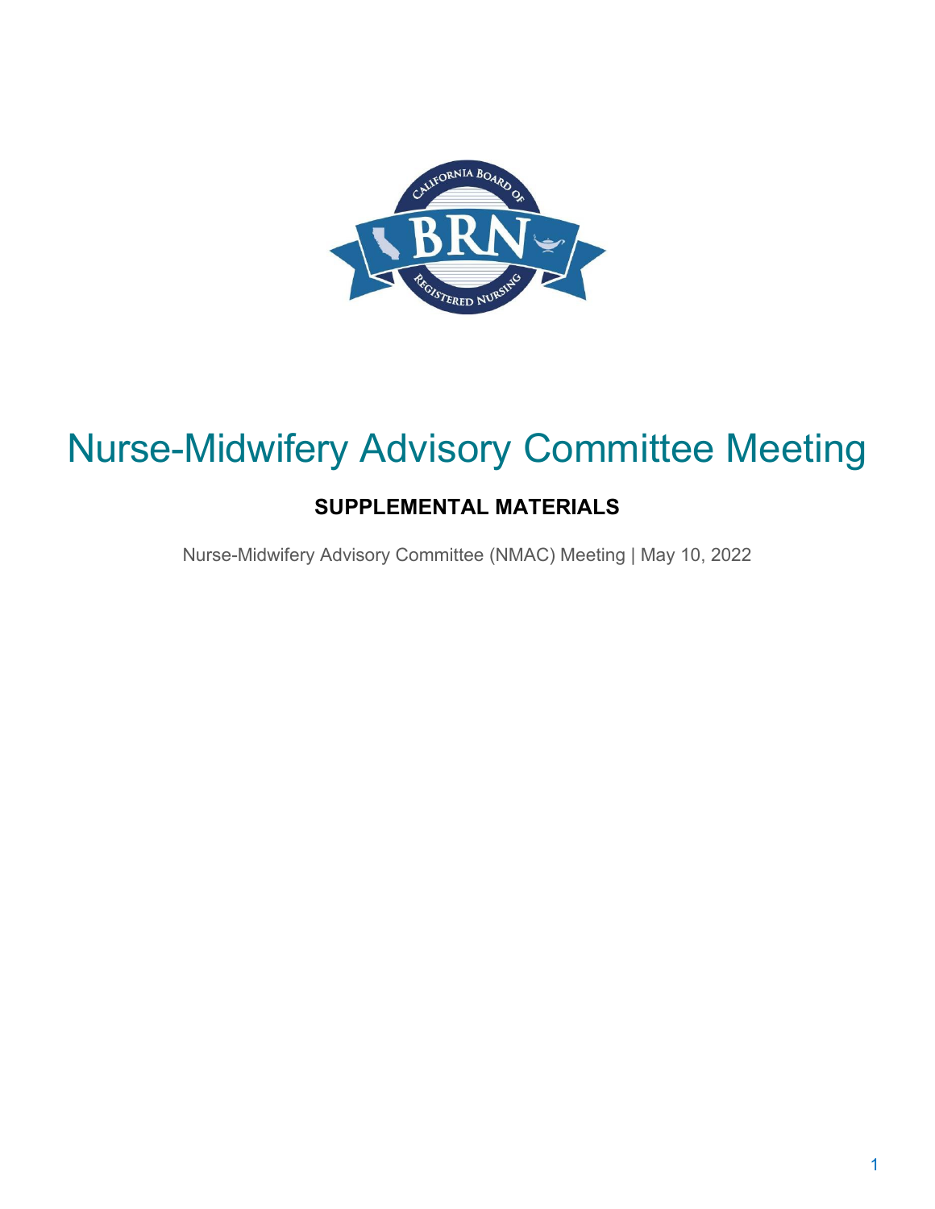# Nurse-Midwifery Advisory Committee Meeting

## SUPPLEMENTAL MATERIALS

Nurse-Midwifery Advisory Committee (NMAC) Meeting | May 10, 2022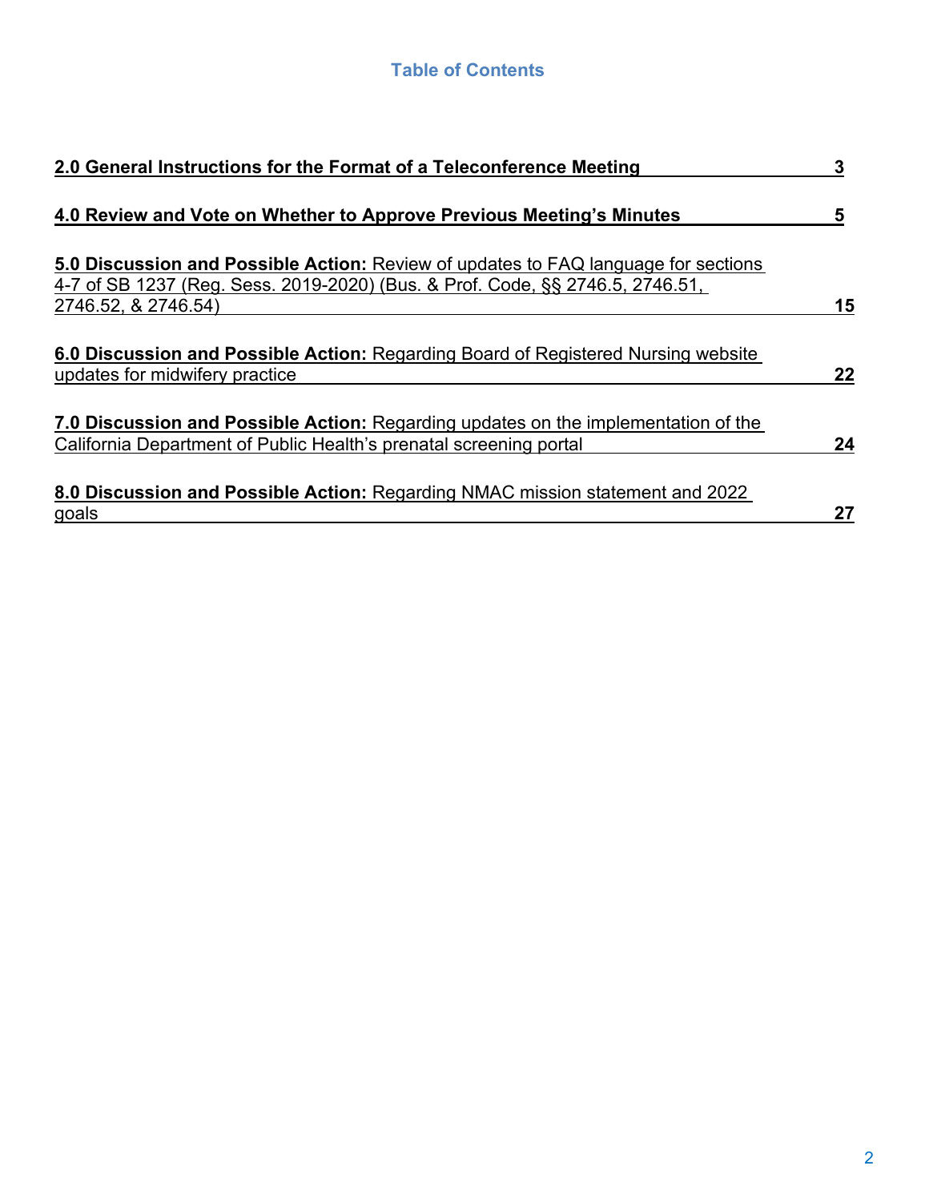## Table of Contents

| | |
|---|---|
| **2.0 General Instructions for the Format of a Teleconference Meeting** | **3** |
| **4.0 Review and Vote on Whether to Approve Previous Meeting's Minutes** | **5** |
| **5.0 Discussion and Possible Action:** Review of updates to FAQ language for sections 4-7 of SB 1237 (Reg. Sess. 2019-2020) (Bus. & Prof. Code, §§ 2746.5, 2746.51, 2746.52, & 2746.54) | **15** |
| **6.0 Discussion and Possible Action:** Regarding Board of Registered Nursing website updates for midwifery practice | **22** |
| **7.0 Discussion and Possible Action:** Regarding updates on the implementation of the California Department of Public Health's prenatal screening portal | **24** |
| **8.0 Discussion and Possible Action:** Regarding NMAC mission statement and 2022 goals | **27** |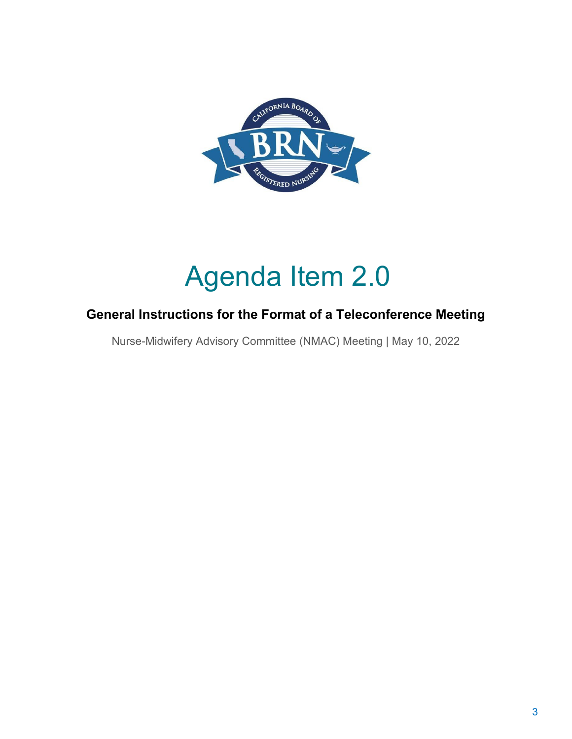# Agenda Item 2.0

## General Instructions for the Format of a Teleconference Meeting

Nurse-Midwifery Advisory Committee (NMAC) Meeting | May 10, 2022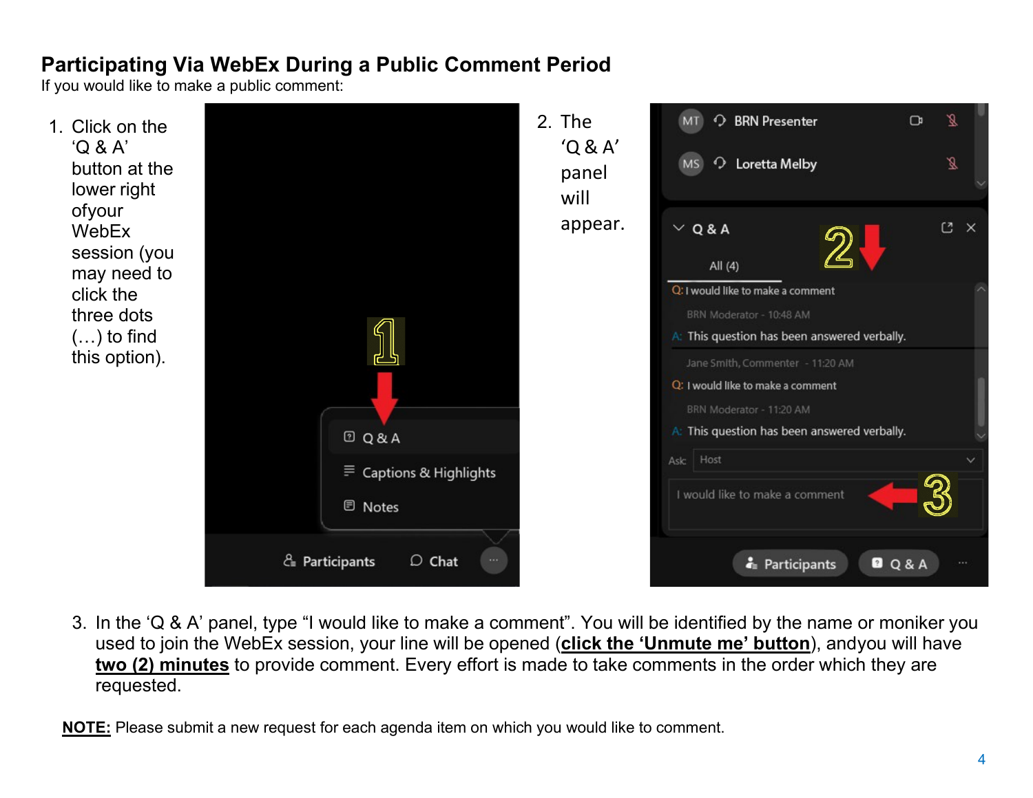## Participating Via WebEx During a Public Comment Period

If you would like to make a public comment:

1. Click on the ‘Q & A’ button at the lower right ofyour WebEx session (you may need to click the three dots (…) to find this option).

2. The ‘Q & A’ panel will appear.

3. In the ‘Q & A’ panel, type “I would like to make a comment”. You will be identified by the name or moniker you used to join the WebEx session, your line will be opened (**click the ‘Unmute me’ button**), andyou will have **two (2) minutes** to provide comment. Every effort is made to take comments in the order which they are requested.

**NOTE:** Please submit a new request for each agenda item on which you would like to comment.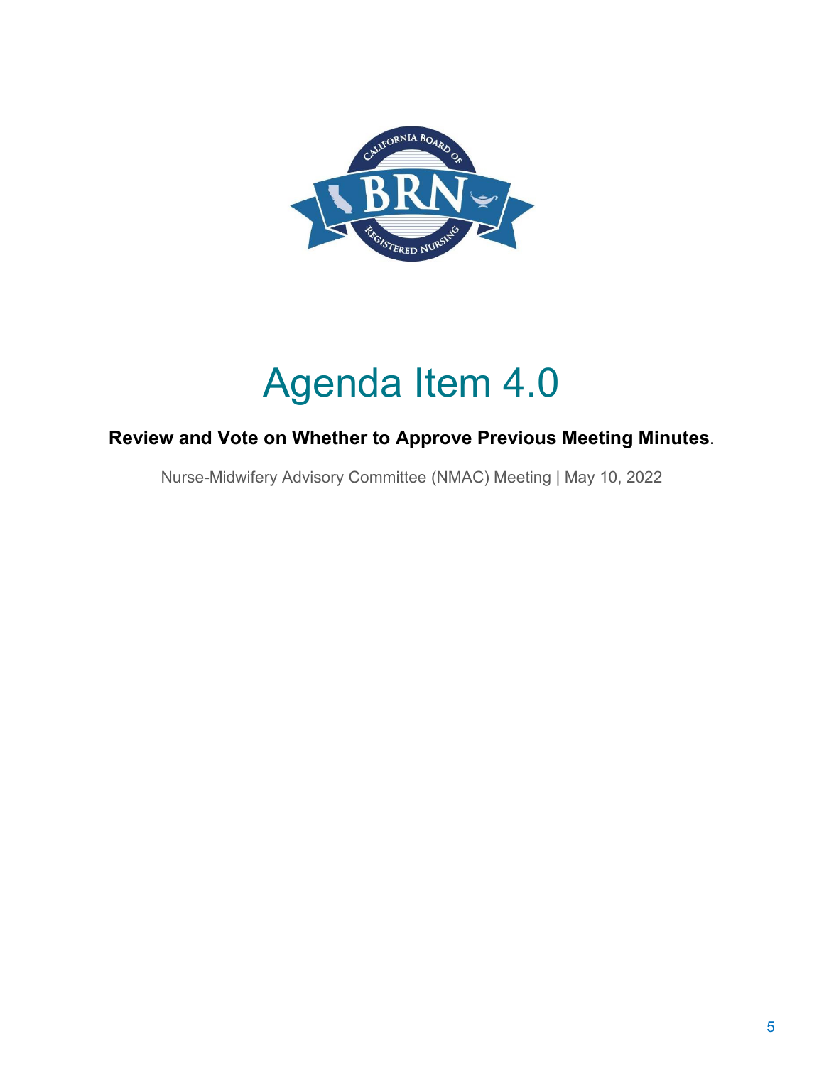# Agenda Item 4.0

**Review and Vote on Whether to Approve Previous Meeting Minutes.**

Nurse-Midwifery Advisory Committee (NMAC) Meeting | May 10, 2022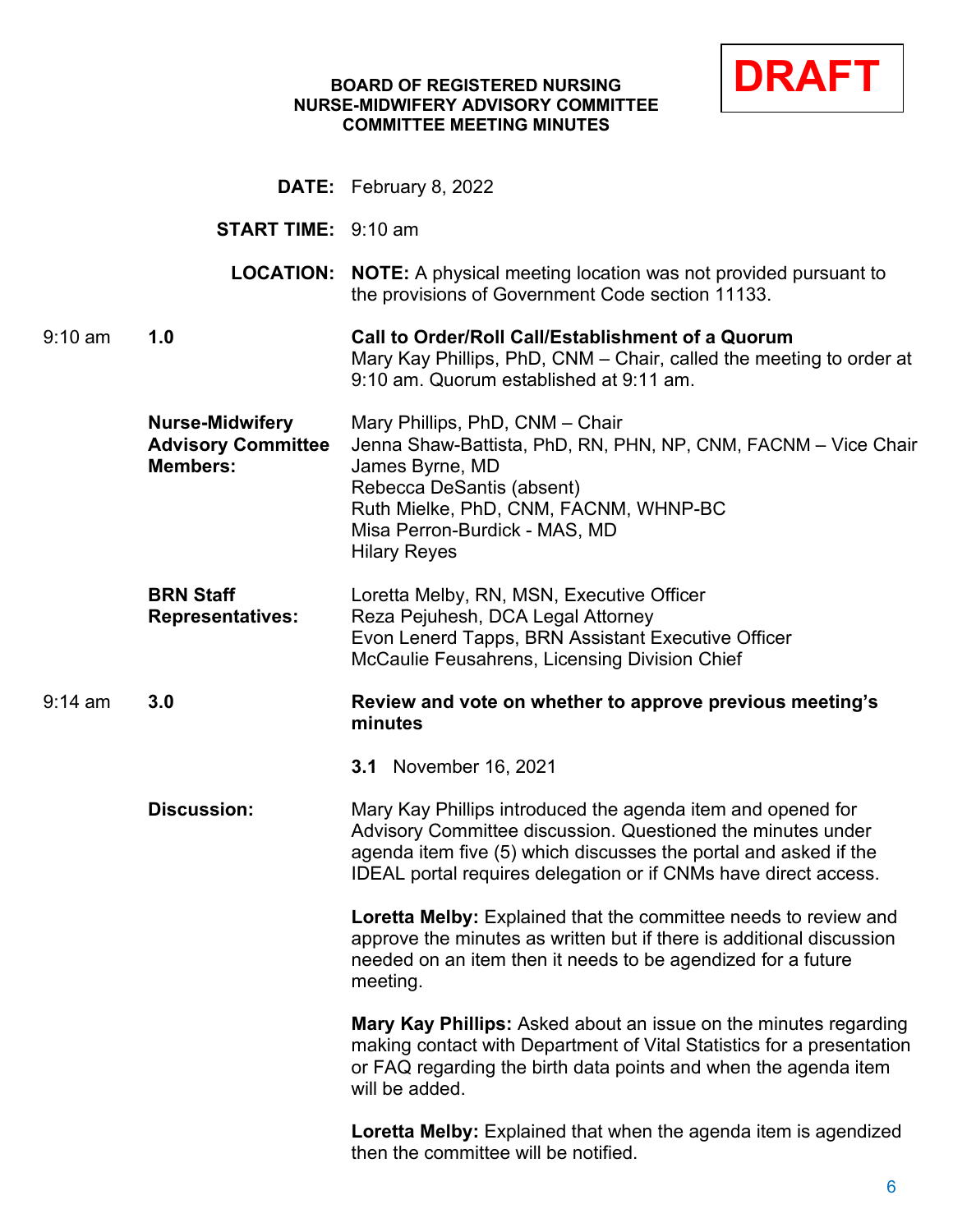**DRAFT**

**BOARD OF REGISTERED NURSING**
**NURSE-MIDWIFERY ADVISORY COMMITTEE**
**COMMITTEE MEETING MINUTES**

**DATE:** February 8, 2022

**START TIME:** 9:10 am

**LOCATION:** **NOTE:** A physical meeting location was not provided pursuant to the provisions of Government Code section 11133.

9:10 am **1.0** **Call to Order/Roll Call/Establishment of a Quorum**

Mary Kay Phillips, PhD, CNM – Chair, called the meeting to order at 9:10 am. Quorum established at 9:11 am.

**Nurse-Midwifery Advisory Committee Members:**

Mary Phillips, PhD, CNM – Chair
Jenna Shaw-Battista, PhD, RN, PHN, NP, CNM, FACNM – Vice Chair
James Byrne, MD
Rebecca DeSantis (absent)
Ruth Mielke, PhD, CNM, FACNM, WHNP-BC
Misa Perron-Burdick - MAS, MD
Hilary Reyes

**BRN Staff Representatives:**

Loretta Melby, RN, MSN, Executive Officer
Reza Pejuhesh, DCA Legal Attorney
Evon Lenerd Tapps, BRN Assistant Executive Officer
McCaulie Feusahrens, Licensing Division Chief

9:14 am **3.0** **Review and vote on whether to approve previous meeting's minutes**

**3.1** November 16, 2021

**Discussion:** Mary Kay Phillips introduced the agenda item and opened for Advisory Committee discussion. Questioned the minutes under agenda item five (5) which discusses the portal and asked if the IDEAL portal requires delegation or if CNMs have direct access.

**Loretta Melby:** Explained that the committee needs to review and approve the minutes as written but if there is additional discussion needed on an item then it needs to be agendized for a future meeting.

**Mary Kay Phillips:** Asked about an issue on the minutes regarding making contact with Department of Vital Statistics for a presentation or FAQ regarding the birth data points and when the agenda item will be added.

**Loretta Melby:** Explained that when the agenda item is agendized then the committee will be notified.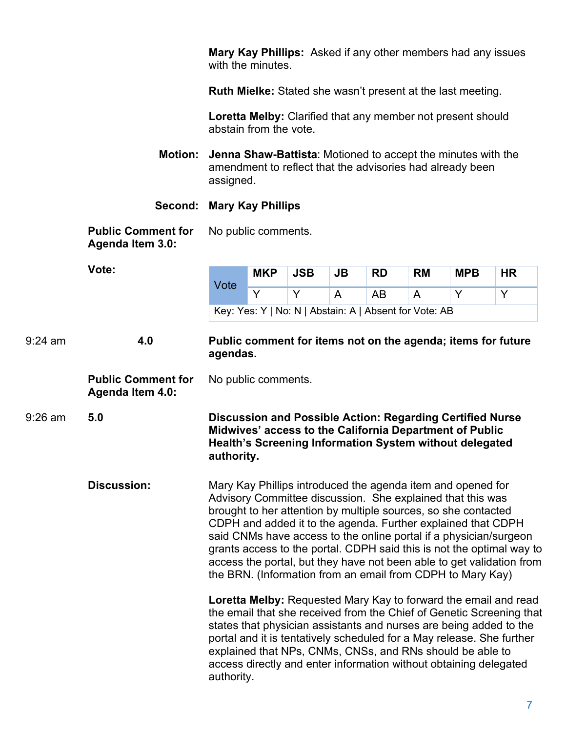**Mary Kay Phillips:** Asked if any other members had any issues with the minutes.

**Ruth Mielke:** Stated she wasn't present at the last meeting.

**Loretta Melby:** Clarified that any member not present should abstain from the vote.

**Motion:** **Jenna Shaw-Battista**: Motioned to accept the minutes with the amendment to reflect that the advisories had already been assigned.

**Second:** **Mary Kay Phillips**

**Public Comment for Agenda Item 3.0:** No public comments.

**Vote:**

| Vote | MKP | JSB | JB | RD | RM | MPB | HR |
|---|---|---|---|---|---|---|---|
| | Y | Y | A | AB | A | Y | Y |

Key: Yes: Y | No: N | Abstain: A | Absent for Vote: AB

9:24 am **4.0** **Public comment for items not on the agenda; items for future agendas.**

**Public Comment for Agenda Item 4.0:** No public comments.

9:26 am **5.0** **Discussion and Possible Action: Regarding Certified Nurse Midwives' access to the California Department of Public Health's Screening Information System without delegated authority.**

**Discussion:** Mary Kay Phillips introduced the agenda item and opened for Advisory Committee discussion. She explained that this was brought to her attention by multiple sources, so she contacted CDPH and added it to the agenda. Further explained that CDPH said CNMs have access to the online portal if a physician/surgeon grants access to the portal. CDPH said this is not the optimal way to access the portal, but they have not been able to get validation from the BRN. (Information from an email from CDPH to Mary Kay)

**Loretta Melby:** Requested Mary Kay to forward the email and read the email that she received from the Chief of Genetic Screening that states that physician assistants and nurses are being added to the portal and it is tentatively scheduled for a May release. She further explained that NPs, CNMs, CNSs, and RNs should be able to access directly and enter information without obtaining delegated authority.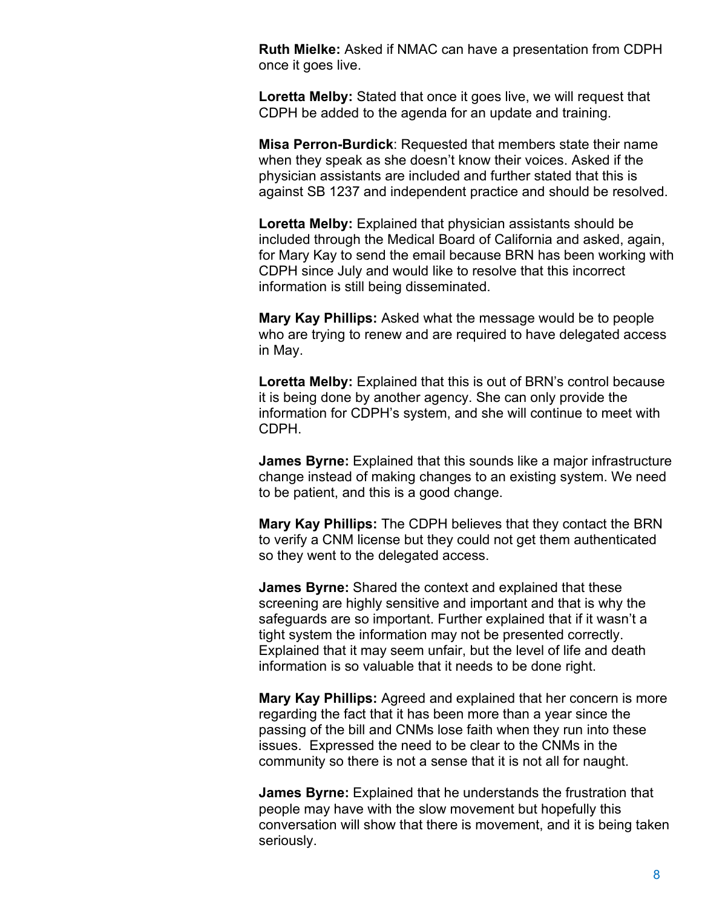**Ruth Mielke:** Asked if NMAC can have a presentation from CDPH once it goes live.

**Loretta Melby:** Stated that once it goes live, we will request that CDPH be added to the agenda for an update and training.

**Misa Perron-Burdick**: Requested that members state their name when they speak as she doesn't know their voices. Asked if the physician assistants are included and further stated that this is against SB 1237 and independent practice and should be resolved.

**Loretta Melby:** Explained that physician assistants should be included through the Medical Board of California and asked, again, for Mary Kay to send the email because BRN has been working with CDPH since July and would like to resolve that this incorrect information is still being disseminated.

**Mary Kay Phillips:** Asked what the message would be to people who are trying to renew and are required to have delegated access in May.

**Loretta Melby:** Explained that this is out of BRN's control because it is being done by another agency. She can only provide the information for CDPH's system, and she will continue to meet with CDPH.

**James Byrne:** Explained that this sounds like a major infrastructure change instead of making changes to an existing system. We need to be patient, and this is a good change.

**Mary Kay Phillips:** The CDPH believes that they contact the BRN to verify a CNM license but they could not get them authenticated so they went to the delegated access.

**James Byrne:** Shared the context and explained that these screening are highly sensitive and important and that is why the safeguards are so important. Further explained that if it wasn't a tight system the information may not be presented correctly. Explained that it may seem unfair, but the level of life and death information is so valuable that it needs to be done right.

**Mary Kay Phillips:** Agreed and explained that her concern is more regarding the fact that it has been more than a year since the passing of the bill and CNMs lose faith when they run into these issues. Expressed the need to be clear to the CNMs in the community so there is not a sense that it is not all for naught.

**James Byrne:** Explained that he understands the frustration that people may have with the slow movement but hopefully this conversation will show that there is movement, and it is being taken seriously.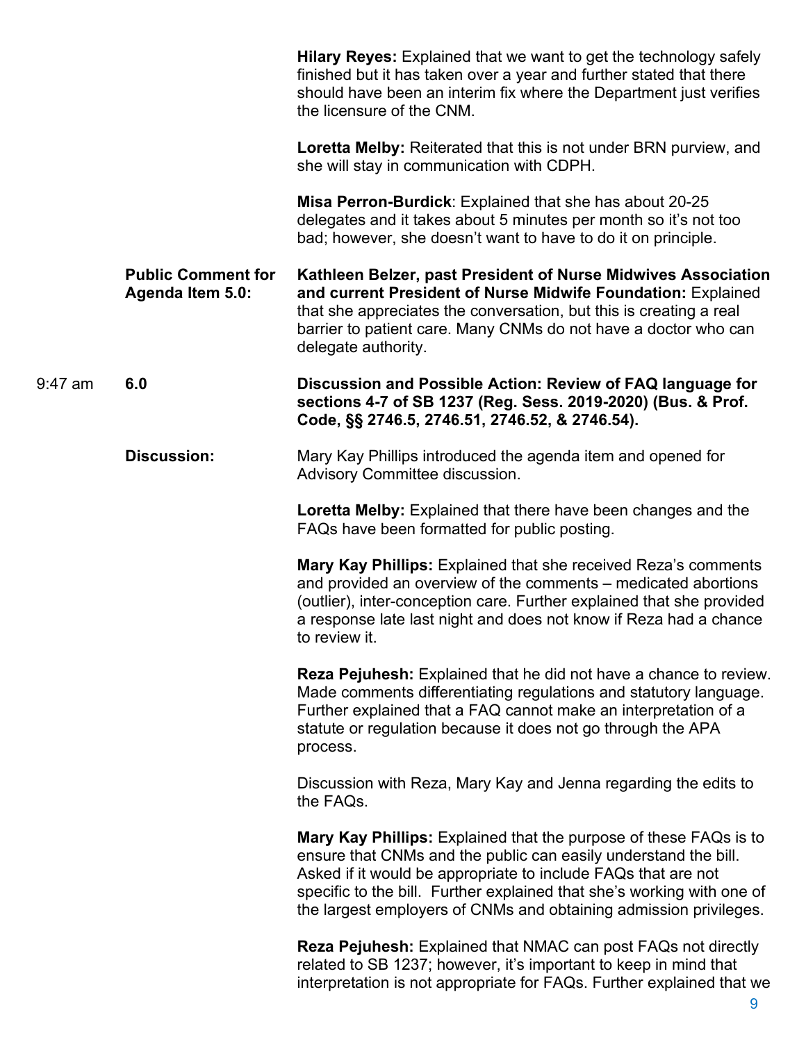**Hilary Reyes:** Explained that we want to get the technology safely finished but it has taken over a year and further stated that there should have been an interim fix where the Department just verifies the licensure of the CNM.

**Loretta Melby:** Reiterated that this is not under BRN purview, and she will stay in communication with CDPH.

**Misa Perron-Burdick**: Explained that she has about 20-25 delegates and it takes about 5 minutes per month so it's not too bad; however, she doesn't want to have to do it on principle.

**Public Comment for Agenda Item 5.0:** **Kathleen Belzer, past President of Nurse Midwives Association and current President of Nurse Midwife Foundation:** Explained that she appreciates the conversation, but this is creating a real barrier to patient care. Many CNMs do not have a doctor who can delegate authority.

9:47 am **6.0** **Discussion and Possible Action: Review of FAQ language for sections 4-7 of SB 1237 (Reg. Sess. 2019-2020) (Bus. & Prof. Code, §§ 2746.5, 2746.51, 2746.52, & 2746.54).**

**Discussion:** Mary Kay Phillips introduced the agenda item and opened for Advisory Committee discussion.

**Loretta Melby:** Explained that there have been changes and the FAQs have been formatted for public posting.

**Mary Kay Phillips:** Explained that she received Reza's comments and provided an overview of the comments – medicated abortions (outlier), inter-conception care. Further explained that she provided a response late last night and does not know if Reza had a chance to review it.

**Reza Pejuhesh:** Explained that he did not have a chance to review. Made comments differentiating regulations and statutory language. Further explained that a FAQ cannot make an interpretation of a statute or regulation because it does not go through the APA process.

Discussion with Reza, Mary Kay and Jenna regarding the edits to the FAQs.

**Mary Kay Phillips:** Explained that the purpose of these FAQs is to ensure that CNMs and the public can easily understand the bill. Asked if it would be appropriate to include FAQs that are not specific to the bill. Further explained that she's working with one of the largest employers of CNMs and obtaining admission privileges.

**Reza Pejuhesh:** Explained that NMAC can post FAQs not directly related to SB 1237; however, it's important to keep in mind that interpretation is not appropriate for FAQs. Further explained that we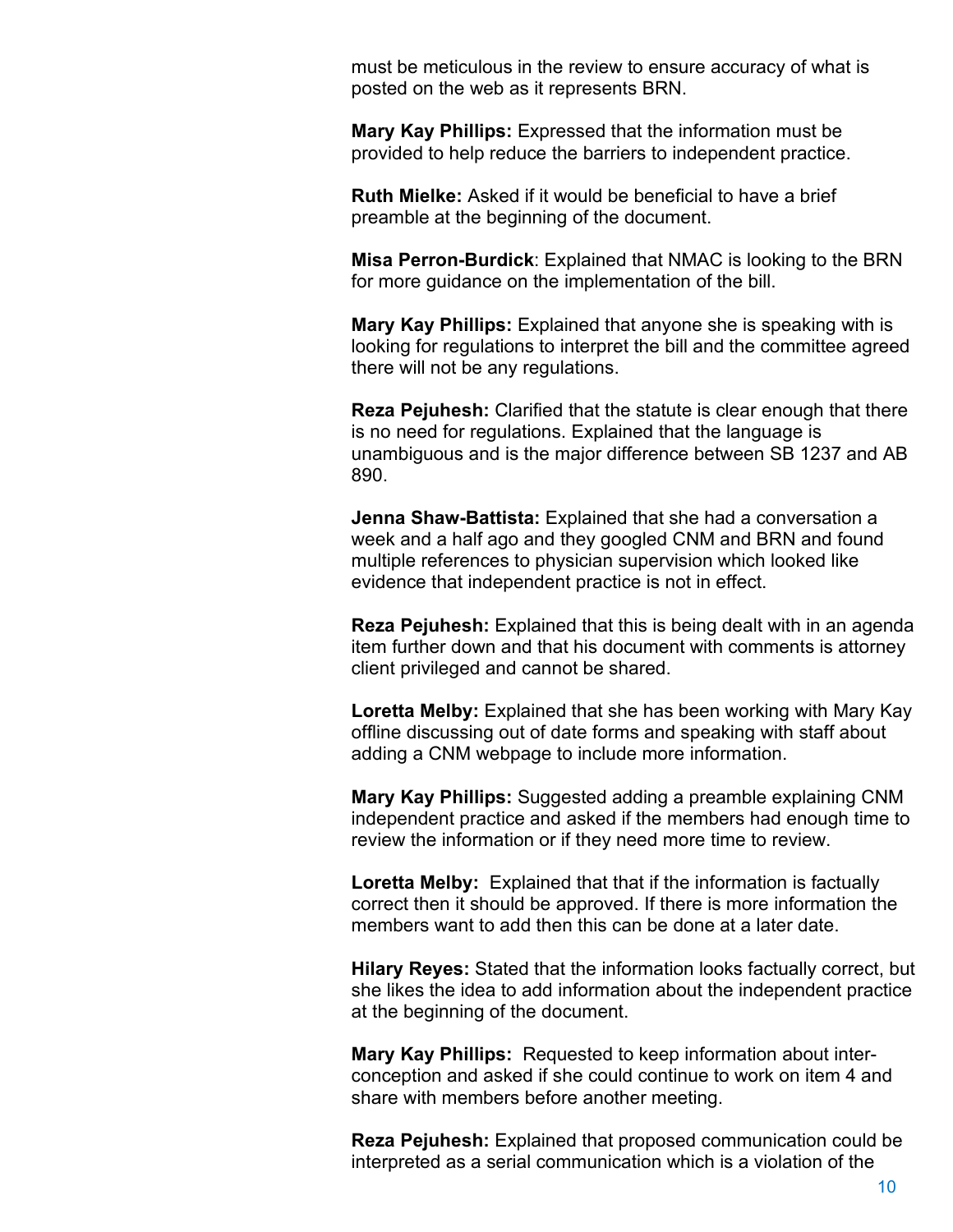must be meticulous in the review to ensure accuracy of what is posted on the web as it represents BRN.

**Mary Kay Phillips:** Expressed that the information must be provided to help reduce the barriers to independent practice.

**Ruth Mielke:** Asked if it would be beneficial to have a brief preamble at the beginning of the document.

**Misa Perron-Burdick**: Explained that NMAC is looking to the BRN for more guidance on the implementation of the bill.

**Mary Kay Phillips:** Explained that anyone she is speaking with is looking for regulations to interpret the bill and the committee agreed there will not be any regulations.

**Reza Pejuhesh:** Clarified that the statute is clear enough that there is no need for regulations. Explained that the language is unambiguous and is the major difference between SB 1237 and AB 890.

**Jenna Shaw-Battista:** Explained that she had a conversation a week and a half ago and they googled CNM and BRN and found multiple references to physician supervision which looked like evidence that independent practice is not in effect.

**Reza Pejuhesh:** Explained that this is being dealt with in an agenda item further down and that his document with comments is attorney client privileged and cannot be shared.

**Loretta Melby:** Explained that she has been working with Mary Kay offline discussing out of date forms and speaking with staff about adding a CNM webpage to include more information.

**Mary Kay Phillips:** Suggested adding a preamble explaining CNM independent practice and asked if the members had enough time to review the information or if they need more time to review.

**Loretta Melby:** Explained that that if the information is factually correct then it should be approved. If there is more information the members want to add then this can be done at a later date.

**Hilary Reyes:** Stated that the information looks factually correct, but she likes the idea to add information about the independent practice at the beginning of the document.

**Mary Kay Phillips:** Requested to keep information about inter-conception and asked if she could continue to work on item 4 and share with members before another meeting.

**Reza Pejuhesh:** Explained that proposed communication could be interpreted as a serial communication which is a violation of the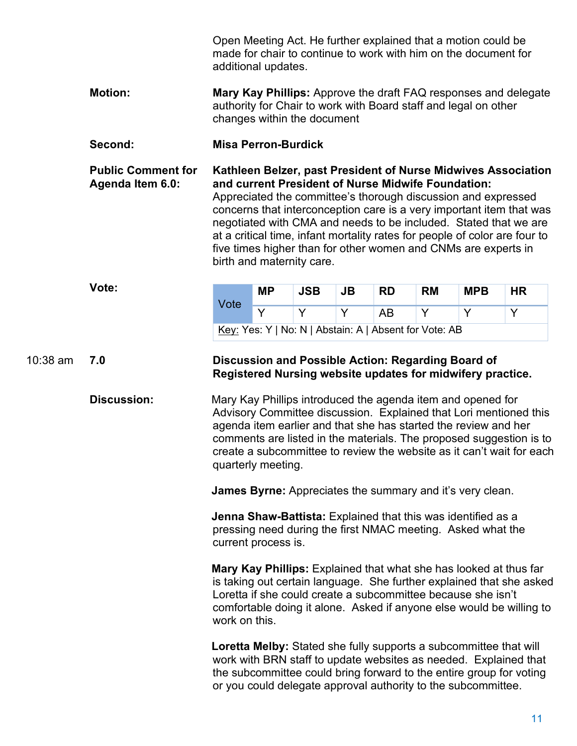Open Meeting Act. He further explained that a motion could be made for chair to continue to work with him on the document for additional updates.

**Motion:** **Mary Kay Phillips:** Approve the draft FAQ responses and delegate authority for Chair to work with Board staff and legal on other changes within the document

**Second:** **Misa Perron-Burdick**

**Public Comment for Agenda Item 6.0:** **Kathleen Belzer, past President of Nurse Midwives Association and current President of Nurse Midwife Foundation:** Appreciated the committee's thorough discussion and expressed concerns that interconception care is a very important item that was negotiated with CMA and needs to be included. Stated that we are at a critical time, infant mortality rates for people of color are four to five times higher than for other women and CNMs are experts in birth and maternity care.

**Vote:**

| Vote | MP | JSB | JB | RD | RM | MPB | HR |
|---|---|---|---|---|---|---|---|
| | Y | Y | Y | AB | Y | Y | Y |

Key: Yes: Y | No: N | Abstain: A | Absent for Vote: AB

10:38 am **7.0** **Discussion and Possible Action: Regarding Board of Registered Nursing website updates for midwifery practice.**

**Discussion:** Mary Kay Phillips introduced the agenda item and opened for Advisory Committee discussion. Explained that Lori mentioned this agenda item earlier and that she has started the review and her comments are listed in the materials. The proposed suggestion is to create a subcommittee to review the website as it can't wait for each quarterly meeting.

**James Byrne:** Appreciates the summary and it's very clean.

**Jenna Shaw-Battista:** Explained that this was identified as a pressing need during the first NMAC meeting. Asked what the current process is.

**Mary Kay Phillips:** Explained that what she has looked at thus far is taking out certain language. She further explained that she asked Loretta if she could create a subcommittee because she isn't comfortable doing it alone. Asked if anyone else would be willing to work on this.

**Loretta Melby:** Stated she fully supports a subcommittee that will work with BRN staff to update websites as needed. Explained that the subcommittee could bring forward to the entire group for voting or you could delegate approval authority to the subcommittee.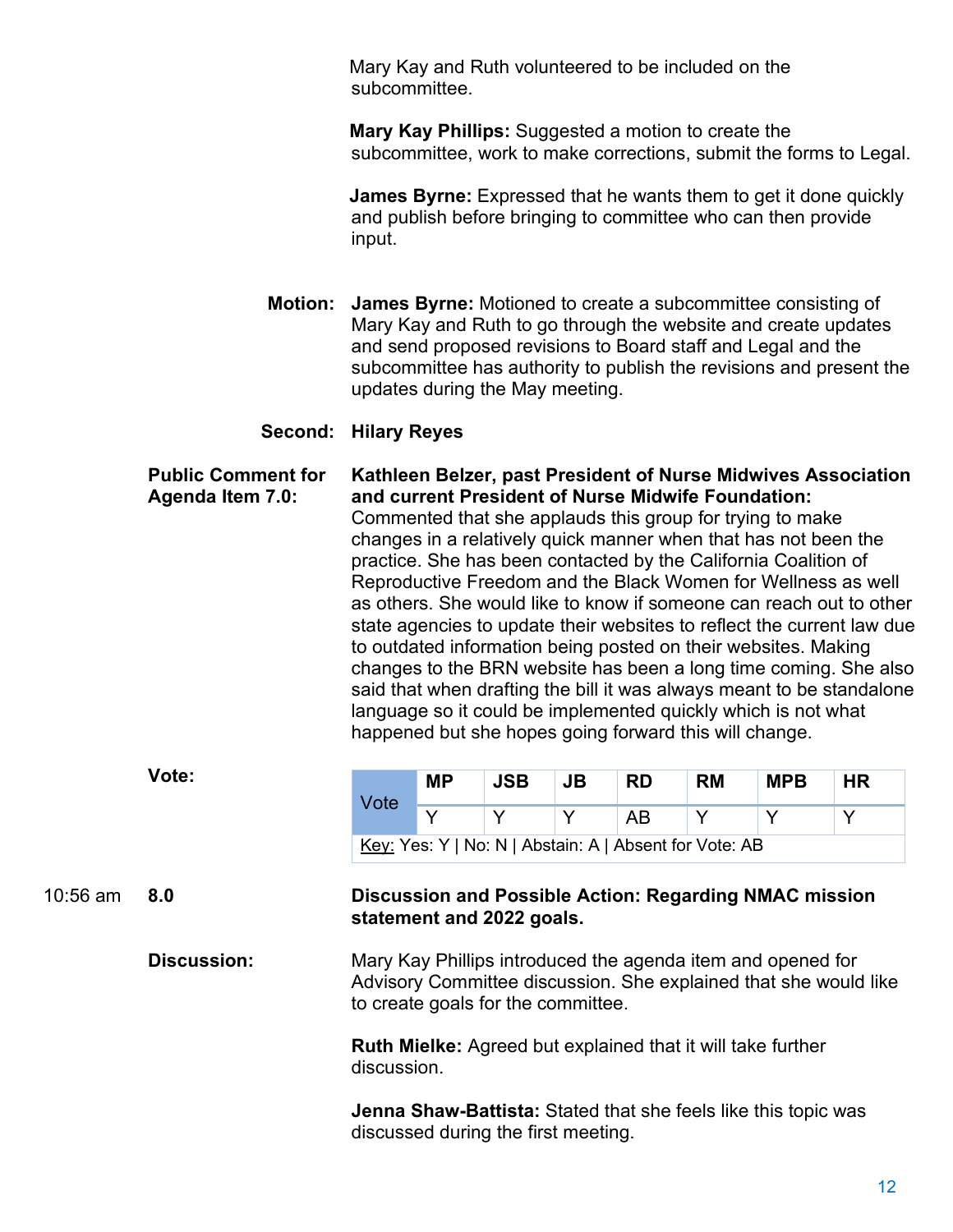Mary Kay and Ruth volunteered to be included on the subcommittee.

**Mary Kay Phillips:** Suggested a motion to create the subcommittee, work to make corrections, submit the forms to Legal.

**James Byrne:** Expressed that he wants them to get it done quickly and publish before bringing to committee who can then provide input.

**Motion:** **James Byrne:** Motioned to create a subcommittee consisting of Mary Kay and Ruth to go through the website and create updates and send proposed revisions to Board staff and Legal and the subcommittee has authority to publish the revisions and present the updates during the May meeting.

**Second:** **Hilary Reyes**

**Public Comment for Agenda Item 7.0:** **Kathleen Belzer, past President of Nurse Midwives Association and current President of Nurse Midwife Foundation:** Commented that she applauds this group for trying to make changes in a relatively quick manner when that has not been the practice. She has been contacted by the California Coalition of Reproductive Freedom and the Black Women for Wellness as well as others. She would like to know if someone can reach out to other state agencies to update their websites to reflect the current law due to outdated information being posted on their websites. Making changes to the BRN website has been a long time coming. She also said that when drafting the bill it was always meant to be standalone language so it could be implemented quickly which is not what happened but she hopes going forward this will change.

**Vote:**

| Vote | MP | JSB | JB | RD | RM | MPB | HR |
|---|---|---|---|---|---|---|---|
| | Y | Y | Y | AB | Y | Y | Y |

Key: Yes: Y | No: N | Abstain: A | Absent for Vote: AB

10:56 am **8.0** **Discussion and Possible Action: Regarding NMAC mission statement and 2022 goals.**

**Discussion:** Mary Kay Phillips introduced the agenda item and opened for Advisory Committee discussion. She explained that she would like to create goals for the committee.

**Ruth Mielke:** Agreed but explained that it will take further discussion.

**Jenna Shaw-Battista:** Stated that she feels like this topic was discussed during the first meeting.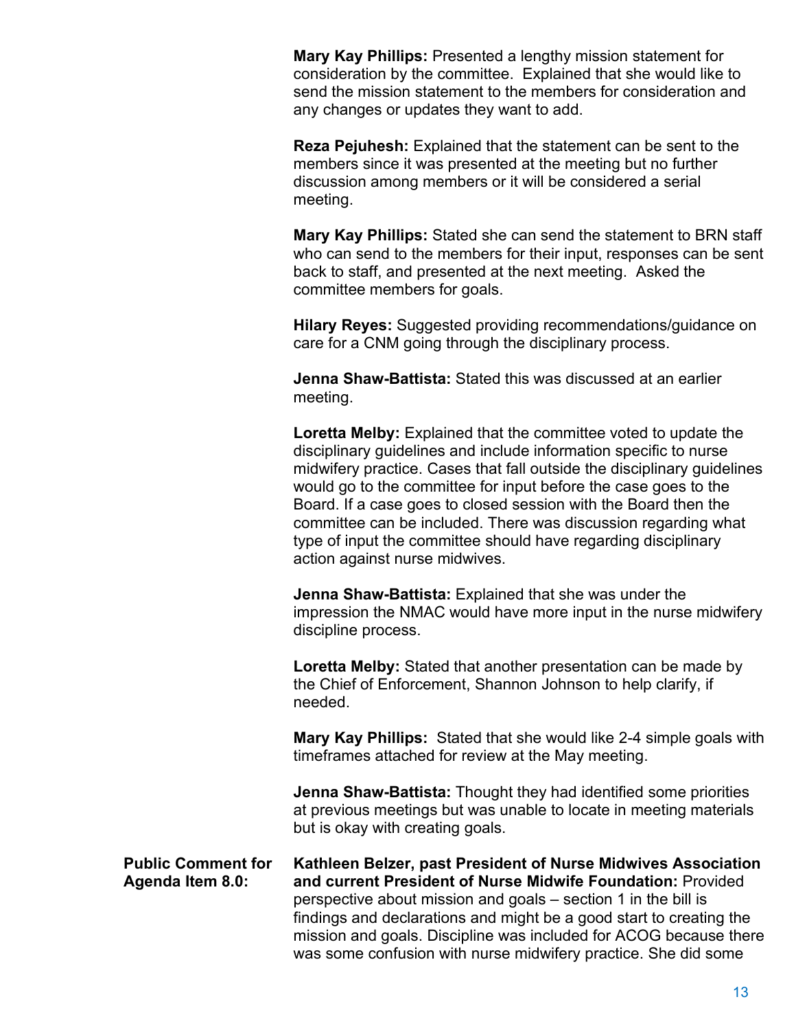**Mary Kay Phillips:** Presented a lengthy mission statement for consideration by the committee. Explained that she would like to send the mission statement to the members for consideration and any changes or updates they want to add.

**Reza Pejuhesh:** Explained that the statement can be sent to the members since it was presented at the meeting but no further discussion among members or it will be considered a serial meeting.

**Mary Kay Phillips:** Stated she can send the statement to BRN staff who can send to the members for their input, responses can be sent back to staff, and presented at the next meeting. Asked the committee members for goals.

**Hilary Reyes:** Suggested providing recommendations/guidance on care for a CNM going through the disciplinary process.

**Jenna Shaw-Battista:** Stated this was discussed at an earlier meeting.

**Loretta Melby:** Explained that the committee voted to update the disciplinary guidelines and include information specific to nurse midwifery practice. Cases that fall outside the disciplinary guidelines would go to the committee for input before the case goes to the Board. If a case goes to closed session with the Board then the committee can be included. There was discussion regarding what type of input the committee should have regarding disciplinary action against nurse midwives.

**Jenna Shaw-Battista:** Explained that she was under the impression the NMAC would have more input in the nurse midwifery discipline process.

**Loretta Melby:** Stated that another presentation can be made by the Chief of Enforcement, Shannon Johnson to help clarify, if needed.

**Mary Kay Phillips:** Stated that she would like 2-4 simple goals with timeframes attached for review at the May meeting.

**Jenna Shaw-Battista:** Thought they had identified some priorities at previous meetings but was unable to locate in meeting materials but is okay with creating goals.

**Public Comment for Agenda Item 8.0:**

**Kathleen Belzer, past President of Nurse Midwives Association and current President of Nurse Midwife Foundation:** Provided perspective about mission and goals – section 1 in the bill is findings and declarations and might be a good start to creating the mission and goals. Discipline was included for ACOG because there was some confusion with nurse midwifery practice. She did some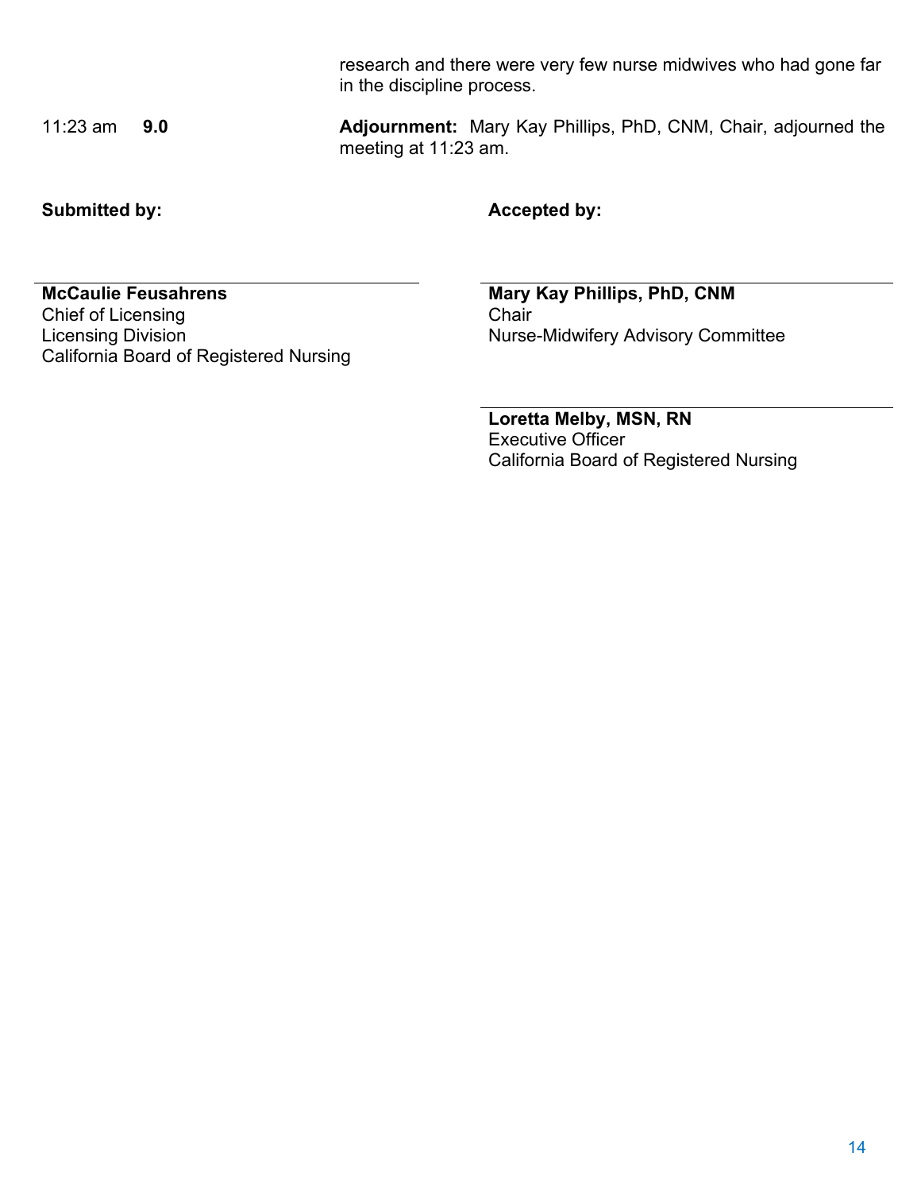research and there were very few nurse midwives who had gone far in the discipline process.

11:23 am **9.0** **Adjournment:** Mary Kay Phillips, PhD, CNM, Chair, adjourned the meeting at 11:23 am.

**Submitted by:**

**McCaulie Feusahrens**
Chief of Licensing
Licensing Division
California Board of Registered Nursing

**Accepted by:**

**Mary Kay Phillips, PhD, CNM**
Chair
Nurse-Midwifery Advisory Committee

**Loretta Melby, MSN, RN**
Executive Officer
California Board of Registered Nursing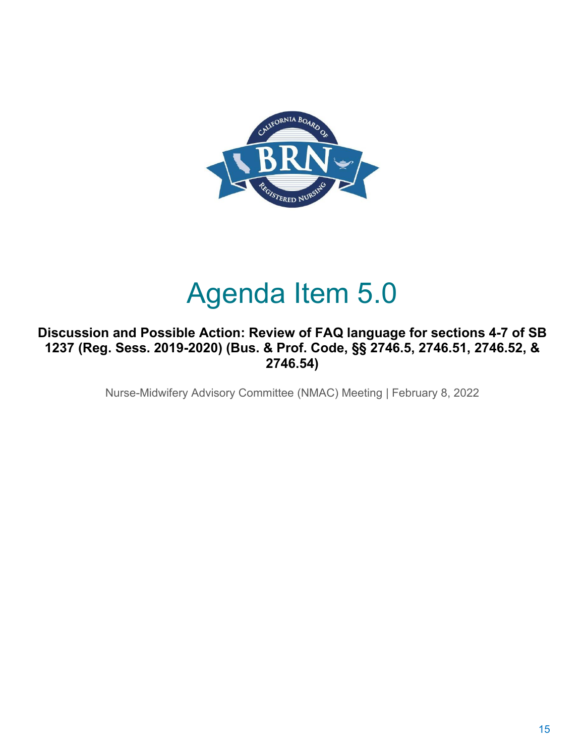# Agenda Item 5.0

**Discussion and Possible Action: Review of FAQ language for sections 4-7 of SB 1237 (Reg. Sess. 2019-2020) (Bus. & Prof. Code, §§ 2746.5, 2746.51, 2746.52, & 2746.54)**

Nurse-Midwifery Advisory Committee (NMAC) Meeting | February 8, 2022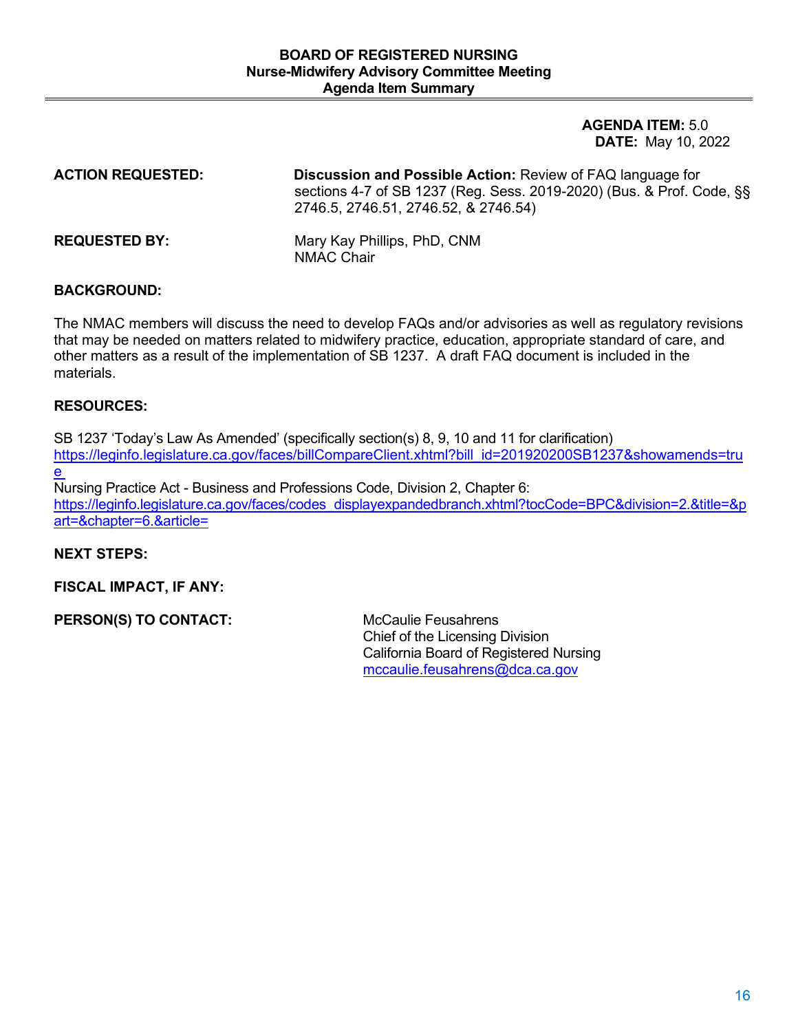**BOARD OF REGISTERED NURSING**
**Nurse-Midwifery Advisory Committee Meeting**
**Agenda Item Summary**

---

**AGENDA ITEM:** 5.0
**DATE:** May 10, 2022

**ACTION REQUESTED:** **Discussion and Possible Action:** Review of FAQ language for sections 4-7 of SB 1237 (Reg. Sess. 2019-2020) (Bus. & Prof. Code, §§ 2746.5, 2746.51, 2746.52, & 2746.54)

**REQUESTED BY:** Mary Kay Phillips, PhD, CNM
NMAC Chair

**BACKGROUND:**

The NMAC members will discuss the need to develop FAQs and/or advisories as well as regulatory revisions that may be needed on matters related to midwifery practice, education, appropriate standard of care, and other matters as a result of the implementation of SB 1237. A draft FAQ document is included in the materials.

**RESOURCES:**

SB 1237 'Today's Law As Amended' (specifically section(s) 8, 9, 10 and 11 for clarification)
https://leginfo.legislature.ca.gov/faces/billCompareClient.xhtml?bill_id=201920200SB1237&showamends=true
Nursing Practice Act - Business and Professions Code, Division 2, Chapter 6:
https://leginfo.legislature.ca.gov/faces/codes_displayexpandedbranch.xhtml?tocCode=BPC&division=2.&title=&part=&chapter=6.&article=

**NEXT STEPS:**

**FISCAL IMPACT, IF ANY:**

**PERSON(S) TO CONTACT:** McCaulie Feusahrens
Chief of the Licensing Division
California Board of Registered Nursing
mccaulie.feusahrens@dca.ca.gov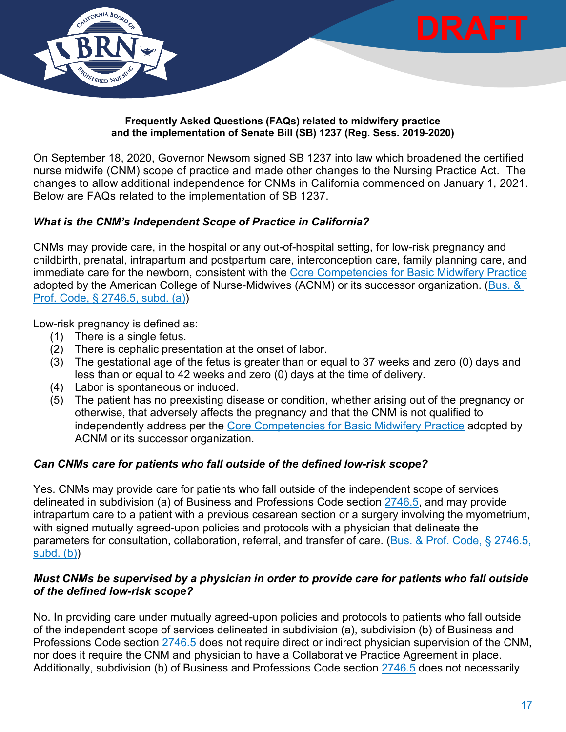DRAFT

**Frequently Asked Questions (FAQs) related to midwifery practice and the implementation of Senate Bill (SB) 1237 (Reg. Sess. 2019-2020)**

On September 18, 2020, Governor Newsom signed SB 1237 into law which broadened the certified nurse midwife (CNM) scope of practice and made other changes to the Nursing Practice Act. The changes to allow additional independence for CNMs in California commenced on January 1, 2021. Below are FAQs related to the implementation of SB 1237.

***What is the CNM's Independent Scope of Practice in California?***

CNMs may provide care, in the hospital or any out-of-hospital setting, for low-risk pregnancy and childbirth, prenatal, intrapartum and postpartum care, interconception care, family planning care, and immediate care for the newborn, consistent with the Core Competencies for Basic Midwifery Practice adopted by the American College of Nurse-Midwives (ACNM) or its successor organization. (Bus. & Prof. Code, § 2746.5, subd. (a))

Low-risk pregnancy is defined as:

1. There is a single fetus.
2. There is cephalic presentation at the onset of labor.
3. The gestational age of the fetus is greater than or equal to 37 weeks and zero (0) days and less than or equal to 42 weeks and zero (0) days at the time of delivery.
4. Labor is spontaneous or induced.
5. The patient has no preexisting disease or condition, whether arising out of the pregnancy or otherwise, that adversely affects the pregnancy and that the CNM is not qualified to independently address per the Core Competencies for Basic Midwifery Practice adopted by ACNM or its successor organization.

***Can CNMs care for patients who fall outside of the defined low-risk scope?***

Yes. CNMs may provide care for patients who fall outside of the independent scope of services delineated in subdivision (a) of Business and Professions Code section 2746.5, and may provide intrapartum care to a patient with a previous cesarean section or a surgery involving the myometrium, with signed mutually agreed-upon policies and protocols with a physician that delineate the parameters for consultation, collaboration, referral, and transfer of care. (Bus. & Prof. Code, § 2746.5, subd. (b))

***Must CNMs be supervised by a physician in order to provide care for patients who fall outside of the defined low-risk scope?***

No. In providing care under mutually agreed-upon policies and protocols to patients who fall outside of the independent scope of services delineated in subdivision (a), subdivision (b) of Business and Professions Code section 2746.5 does not require direct or indirect physician supervision of the CNM, nor does it require the CNM and physician to have a Collaborative Practice Agreement in place. Additionally, subdivision (b) of Business and Professions Code section 2746.5 does not necessarily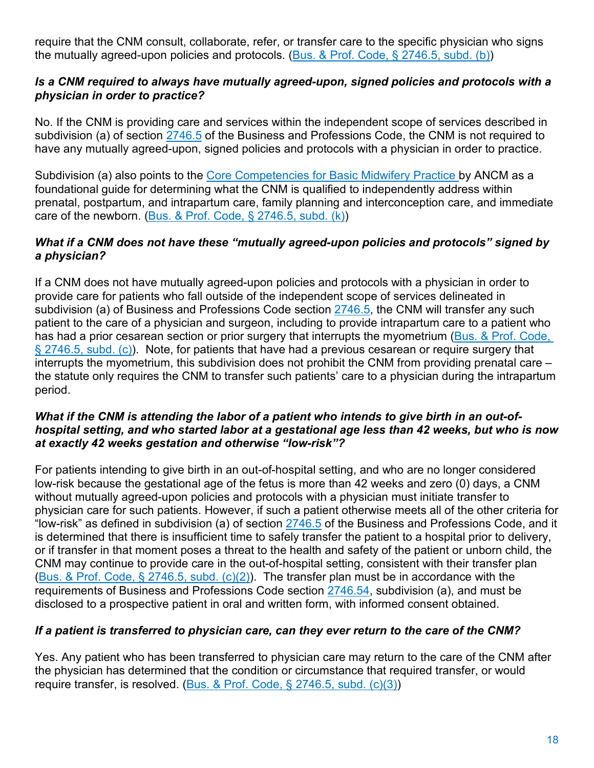require that the CNM consult, collaborate, refer, or transfer care to the specific physician who signs the mutually agreed-upon policies and protocols. ([Bus. & Prof. Code, § 2746.5, subd. (b)])

***Is a CNM required to always have mutually agreed-upon, signed policies and protocols with a physician in order to practice?***

No. If the CNM is providing care and services within the independent scope of services described in subdivision (a) of section [2746.5] of the Business and Professions Code, the CNM is not required to have any mutually agreed-upon, signed policies and protocols with a physician in order to practice.

Subdivision (a) also points to the [Core Competencies for Basic Midwifery Practice] by ANCM as a foundational guide for determining what the CNM is qualified to independently address within prenatal, postpartum, and intrapartum care, family planning and interconception care, and immediate care of the newborn. ([Bus. & Prof. Code, § 2746.5, subd. (k)])

***What if a CNM does not have these "mutually agreed-upon policies and protocols" signed by a physician?***

If a CNM does not have mutually agreed-upon policies and protocols with a physician in order to provide care for patients who fall outside of the independent scope of services delineated in subdivision (a) of Business and Professions Code section [2746.5], the CNM will transfer any such patient to the care of a physician and surgeon, including to provide intrapartum care to a patient who has had a prior cesarean section or prior surgery that interrupts the myometrium ([Bus. & Prof. Code, § 2746.5, subd. (c)]). Note, for patients that have had a previous cesarean or require surgery that interrupts the myometrium, this subdivision does not prohibit the CNM from providing prenatal care – the statute only requires the CNM to transfer such patients' care to a physician during the intrapartum period.

***What if the CNM is attending the labor of a patient who intends to give birth in an out-of-hospital setting, and who started labor at a gestational age less than 42 weeks, but who is now at exactly 42 weeks gestation and otherwise "low-risk"?***

For patients intending to give birth in an out-of-hospital setting, and who are no longer considered low-risk because the gestational age of the fetus is more than 42 weeks and zero (0) days, a CNM without mutually agreed-upon policies and protocols with a physician must initiate transfer to physician care for such patients. However, if such a patient otherwise meets all of the other criteria for "low-risk" as defined in subdivision (a) of section [2746.5] of the Business and Professions Code, and it is determined that there is insufficient time to safely transfer the patient to a hospital prior to delivery, or if transfer in that moment poses a threat to the health and safety of the patient or unborn child, the CNM may continue to provide care in the out-of-hospital setting, consistent with their transfer plan ([Bus. & Prof. Code, § 2746.5, subd. (c)(2)]). The transfer plan must be in accordance with the requirements of Business and Professions Code section [2746.54], subdivision (a), and must be disclosed to a prospective patient in oral and written form, with informed consent obtained.

***If a patient is transferred to physician care, can they ever return to the care of the CNM?***

Yes. Any patient who has been transferred to physician care may return to the care of the CNM after the physician has determined that the condition or circumstance that required transfer, or would require transfer, is resolved. ([Bus. & Prof. Code, § 2746.5, subd. (c)(3)])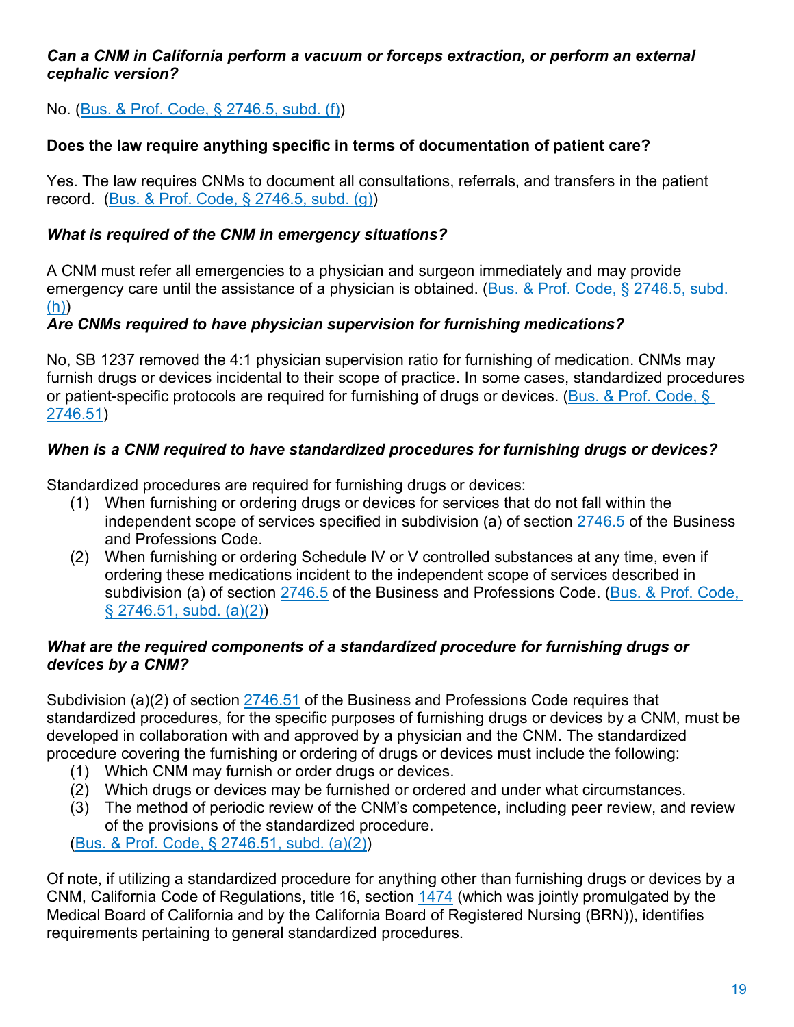***Can a CNM in California perform a vacuum or forceps extraction, or perform an external cephalic version?***

No. (Bus. & Prof. Code, § 2746.5, subd. (f))

**Does the law require anything specific in terms of documentation of patient care?**

Yes. The law requires CNMs to document all consultations, referrals, and transfers in the patient record. (Bus. & Prof. Code, § 2746.5, subd. (g))

***What is required of the CNM in emergency situations?***

A CNM must refer all emergencies to a physician and surgeon immediately and may provide emergency care until the assistance of a physician is obtained. (Bus. & Prof. Code, § 2746.5, subd. (h))

***Are CNMs required to have physician supervision for furnishing medications?***

No, SB 1237 removed the 4:1 physician supervision ratio for furnishing of medication. CNMs may furnish drugs or devices incidental to their scope of practice. In some cases, standardized procedures or patient-specific protocols are required for furnishing of drugs or devices. (Bus. & Prof. Code, § 2746.51)

***When is a CNM required to have standardized procedures for furnishing drugs or devices?***

Standardized procedures are required for furnishing drugs or devices:

1. When furnishing or ordering drugs or devices for services that do not fall within the independent scope of services specified in subdivision (a) of section 2746.5 of the Business and Professions Code.
2. When furnishing or ordering Schedule IV or V controlled substances at any time, even if ordering these medications incident to the independent scope of services described in subdivision (a) of section 2746.5 of the Business and Professions Code. (Bus. & Prof. Code, § 2746.51, subd. (a)(2))

***What are the required components of a standardized procedure for furnishing drugs or devices by a CNM?***

Subdivision (a)(2) of section 2746.51 of the Business and Professions Code requires that standardized procedures, for the specific purposes of furnishing drugs or devices by a CNM, must be developed in collaboration with and approved by a physician and the CNM. The standardized procedure covering the furnishing or ordering of drugs or devices must include the following:

1. Which CNM may furnish or order drugs or devices.
2. Which drugs or devices may be furnished or ordered and under what circumstances.
3. The method of periodic review of the CNM's competence, including peer review, and review of the provisions of the standardized procedure.

(Bus. & Prof. Code, § 2746.51, subd. (a)(2))

Of note, if utilizing a standardized procedure for anything other than furnishing drugs or devices by a CNM, California Code of Regulations, title 16, section 1474 (which was jointly promulgated by the Medical Board of California and by the California Board of Registered Nursing (BRN)), identifies requirements pertaining to general standardized procedures.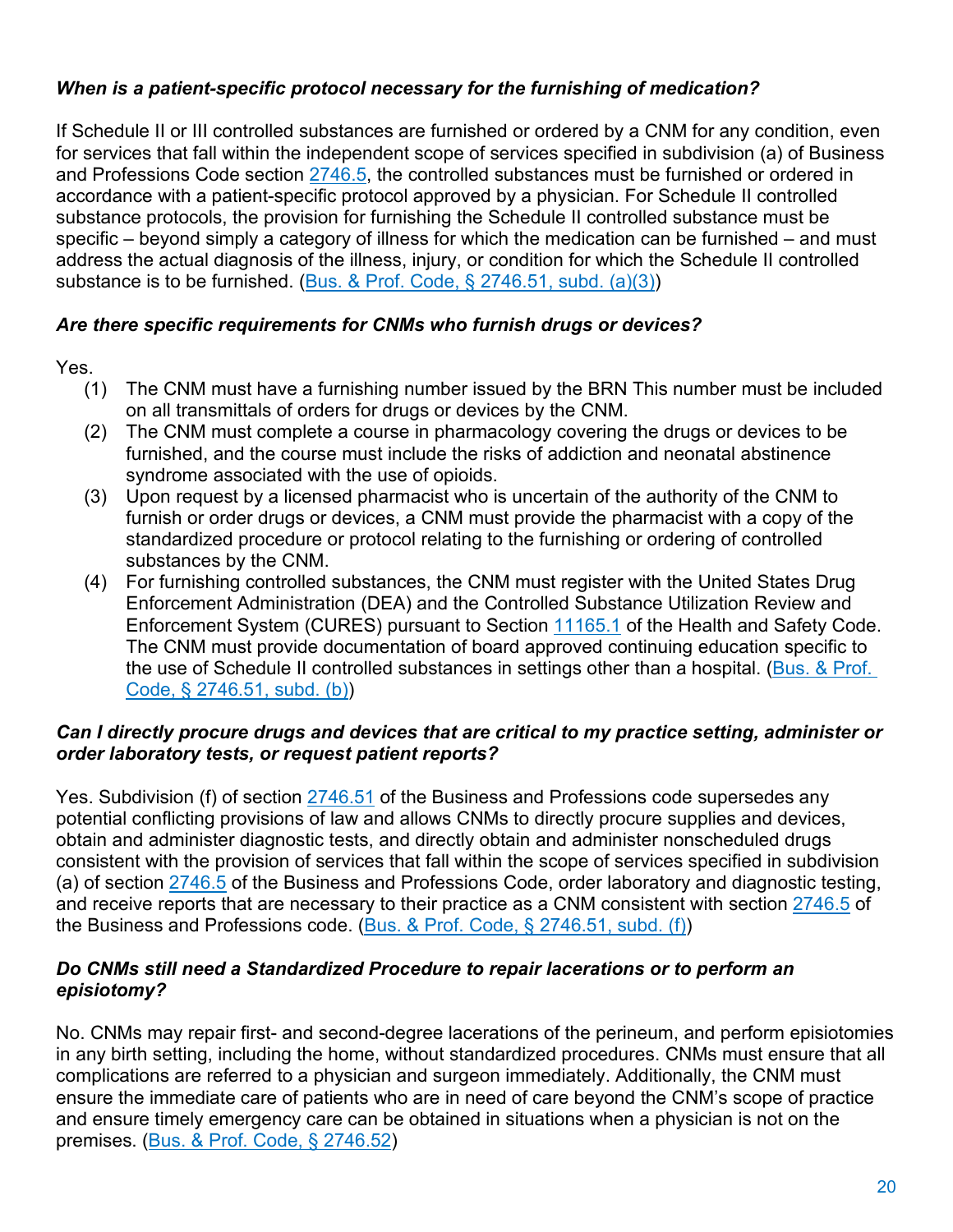***When is a patient-specific protocol necessary for the furnishing of medication?***

If Schedule II or III controlled substances are furnished or ordered by a CNM for any condition, even for services that fall within the independent scope of services specified in subdivision (a) of Business and Professions Code section 2746.5, the controlled substances must be furnished or ordered in accordance with a patient-specific protocol approved by a physician. For Schedule II controlled substance protocols, the provision for furnishing the Schedule II controlled substance must be specific – beyond simply a category of illness for which the medication can be furnished – and must address the actual diagnosis of the illness, injury, or condition for which the Schedule II controlled substance is to be furnished. (Bus. & Prof. Code, § 2746.51, subd. (a)(3))

***Are there specific requirements for CNMs who furnish drugs or devices?***

Yes.

(1) The CNM must have a furnishing number issued by the BRN This number must be included on all transmittals of orders for drugs or devices by the CNM.

(2) The CNM must complete a course in pharmacology covering the drugs or devices to be furnished, and the course must include the risks of addiction and neonatal abstinence syndrome associated with the use of opioids.

(3) Upon request by a licensed pharmacist who is uncertain of the authority of the CNM to furnish or order drugs or devices, a CNM must provide the pharmacist with a copy of the standardized procedure or protocol relating to the furnishing or ordering of controlled substances by the CNM.

(4) For furnishing controlled substances, the CNM must register with the United States Drug Enforcement Administration (DEA) and the Controlled Substance Utilization Review and Enforcement System (CURES) pursuant to Section 11165.1 of the Health and Safety Code. The CNM must provide documentation of board approved continuing education specific to the use of Schedule II controlled substances in settings other than a hospital. (Bus. & Prof. Code, § 2746.51, subd. (b))

***Can I directly procure drugs and devices that are critical to my practice setting, administer or order laboratory tests, or request patient reports?***

Yes. Subdivision (f) of section 2746.51 of the Business and Professions code supersedes any potential conflicting provisions of law and allows CNMs to directly procure supplies and devices, obtain and administer diagnostic tests, and directly obtain and administer nonscheduled drugs consistent with the provision of services that fall within the scope of services specified in subdivision (a) of section 2746.5 of the Business and Professions Code, order laboratory and diagnostic testing, and receive reports that are necessary to their practice as a CNM consistent with section 2746.5 of the Business and Professions code. (Bus. & Prof. Code, § 2746.51, subd. (f))

***Do CNMs still need a Standardized Procedure to repair lacerations or to perform an episiotomy?***

No. CNMs may repair first- and second-degree lacerations of the perineum, and perform episiotomies in any birth setting, including the home, without standardized procedures. CNMs must ensure that all complications are referred to a physician and surgeon immediately. Additionally, the CNM must ensure the immediate care of patients who are in need of care beyond the CNM's scope of practice and ensure timely emergency care can be obtained in situations when a physician is not on the premises. (Bus. & Prof. Code, § 2746.52)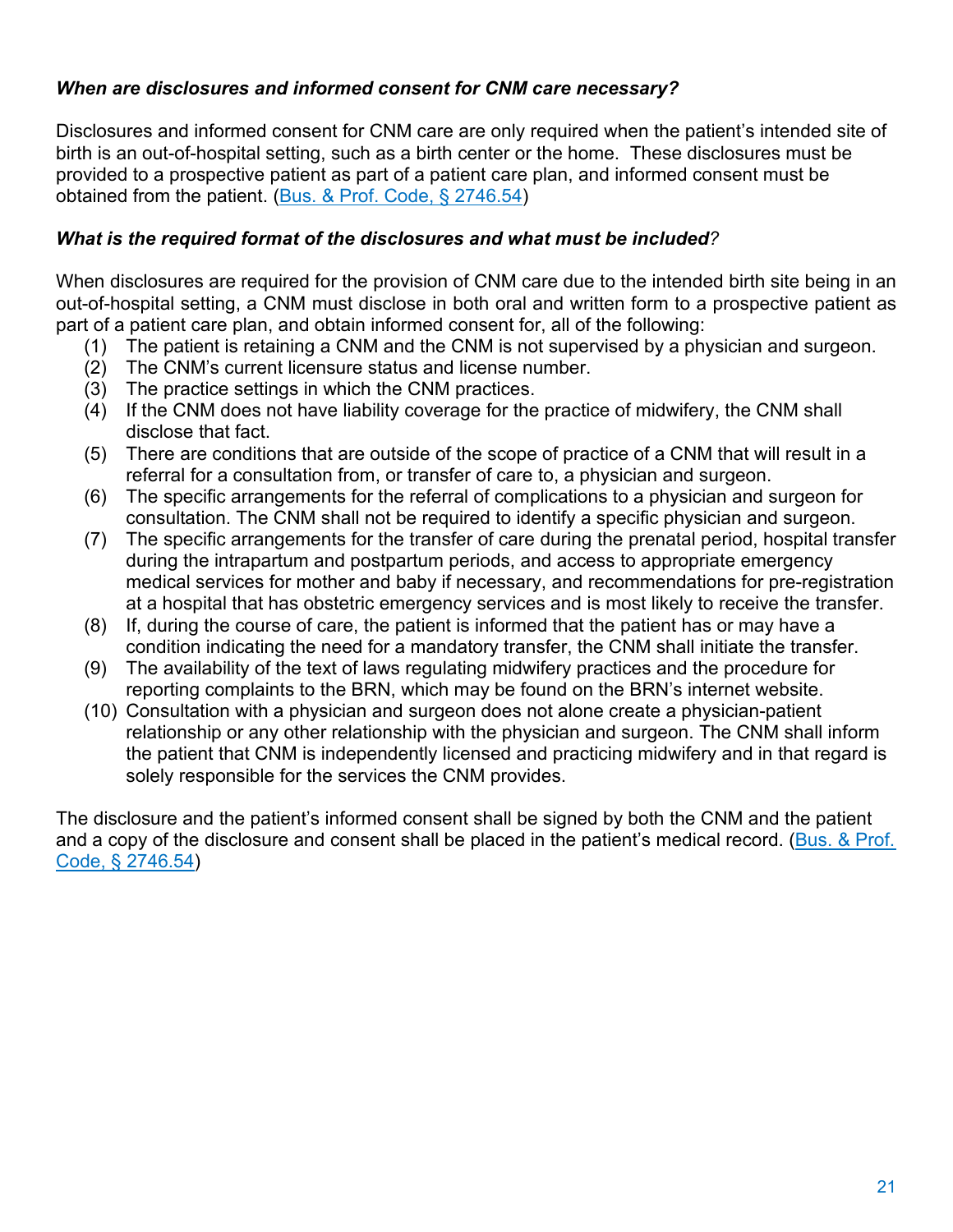***When are disclosures and informed consent for CNM care necessary?***

Disclosures and informed consent for CNM care are only required when the patient's intended site of birth is an out-of-hospital setting, such as a birth center or the home. These disclosures must be provided to a prospective patient as part of a patient care plan, and informed consent must be obtained from the patient. ([Bus. & Prof. Code, § 2746.54]())

***What is the required format of the disclosures and what must be included?***

When disclosures are required for the provision of CNM care due to the intended birth site being in an out-of-hospital setting, a CNM must disclose in both oral and written form to a prospective patient as part of a patient care plan, and obtain informed consent for, all of the following:

1. The patient is retaining a CNM and the CNM is not supervised by a physician and surgeon.
2. The CNM's current licensure status and license number.
3. The practice settings in which the CNM practices.
4. If the CNM does not have liability coverage for the practice of midwifery, the CNM shall disclose that fact.
5. There are conditions that are outside of the scope of practice of a CNM that will result in a referral for a consultation from, or transfer of care to, a physician and surgeon.
6. The specific arrangements for the referral of complications to a physician and surgeon for consultation. The CNM shall not be required to identify a specific physician and surgeon.
7. The specific arrangements for the transfer of care during the prenatal period, hospital transfer during the intrapartum and postpartum periods, and access to appropriate emergency medical services for mother and baby if necessary, and recommendations for pre-registration at a hospital that has obstetric emergency services and is most likely to receive the transfer.
8. If, during the course of care, the patient is informed that the patient has or may have a condition indicating the need for a mandatory transfer, the CNM shall initiate the transfer.
9. The availability of the text of laws regulating midwifery practices and the procedure for reporting complaints to the BRN, which may be found on the BRN's internet website.
10. Consultation with a physician and surgeon does not alone create a physician-patient relationship or any other relationship with the physician and surgeon. The CNM shall inform the patient that CNM is independently licensed and practicing midwifery and in that regard is solely responsible for the services the CNM provides.

The disclosure and the patient's informed consent shall be signed by both the CNM and the patient and a copy of the disclosure and consent shall be placed in the patient's medical record. ([Bus. & Prof. Code, § 2746.54]())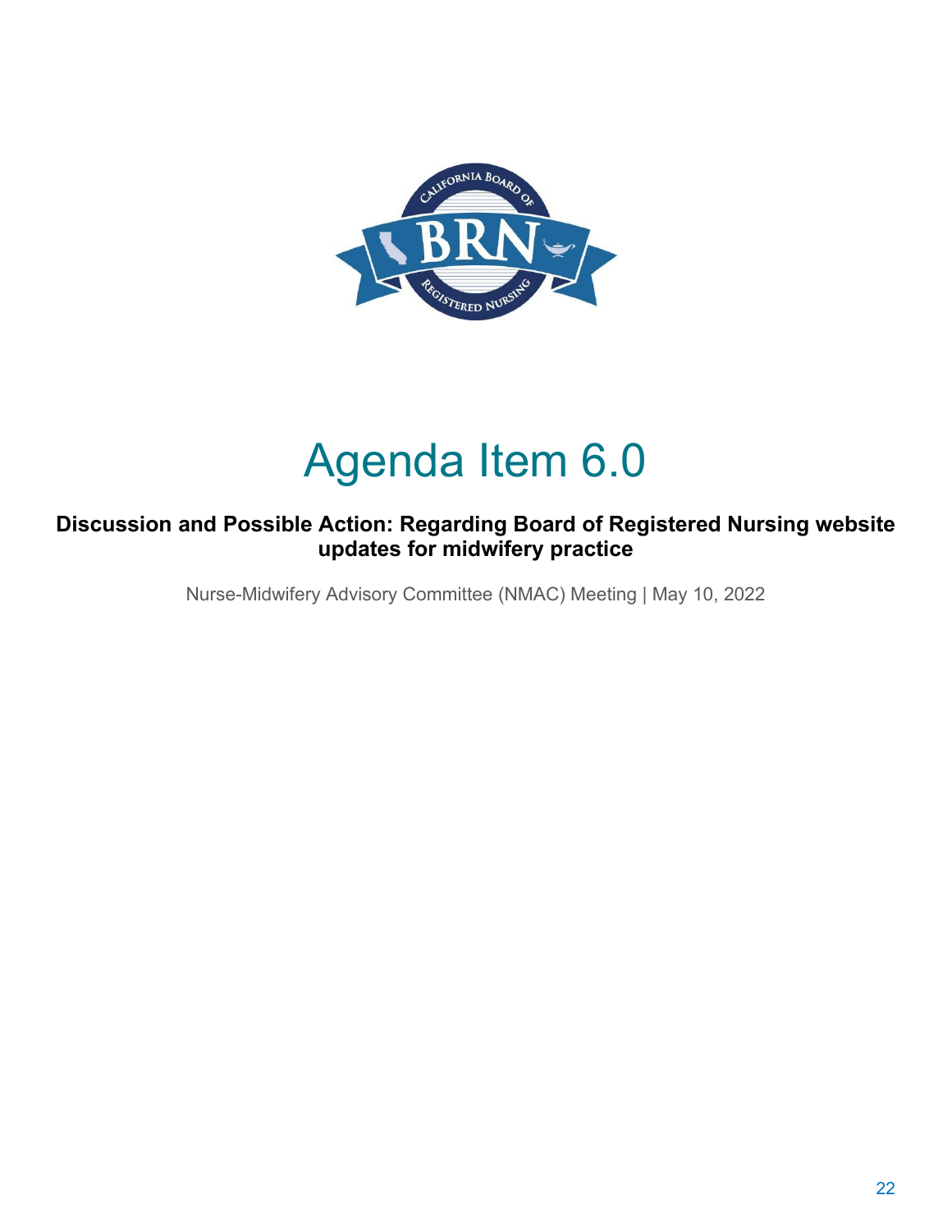# Agenda Item 6.0

**Discussion and Possible Action: Regarding Board of Registered Nursing website updates for midwifery practice**

Nurse-Midwifery Advisory Committee (NMAC) Meeting | May 10, 2022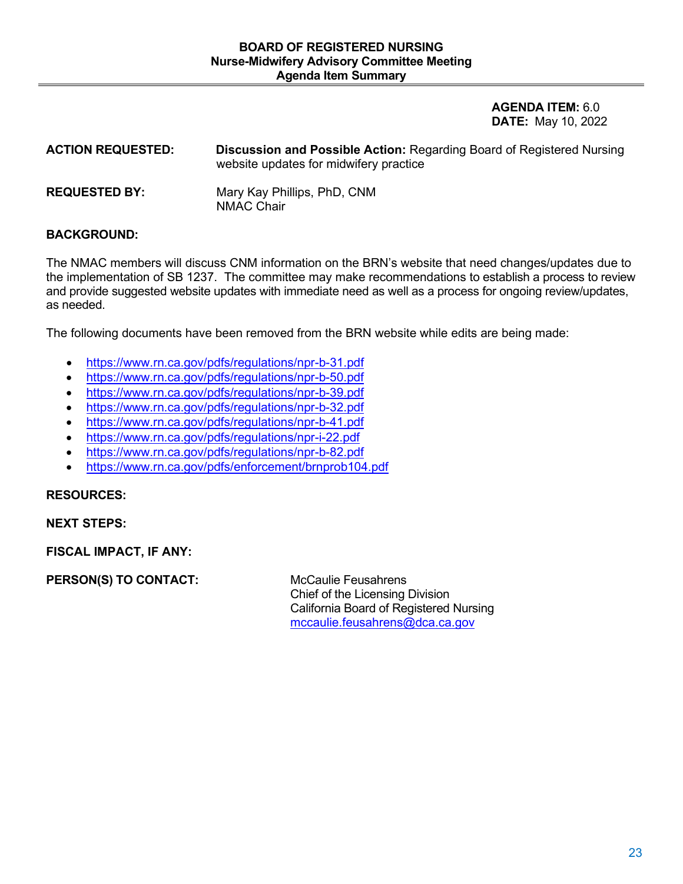# BOARD OF REGISTERED NURSING
## Nurse-Midwifery Advisory Committee Meeting
## Agenda Item Summary

**AGENDA ITEM:** 6.0
**DATE:** May 10, 2022

**ACTION REQUESTED:** **Discussion and Possible Action:** Regarding Board of Registered Nursing website updates for midwifery practice

**REQUESTED BY:** Mary Kay Phillips, PhD, CNM
NMAC Chair

**BACKGROUND:**

The NMAC members will discuss CNM information on the BRN's website that need changes/updates due to the implementation of SB 1237. The committee may make recommendations to establish a process to review and provide suggested website updates with immediate need as well as a process for ongoing review/updates, as needed.

The following documents have been removed from the BRN website while edits are being made:

- https://www.rn.ca.gov/pdfs/regulations/npr-b-31.pdf
- https://www.rn.ca.gov/pdfs/regulations/npr-b-50.pdf
- https://www.rn.ca.gov/pdfs/regulations/npr-b-39.pdf
- https://www.rn.ca.gov/pdfs/regulations/npr-b-32.pdf
- https://www.rn.ca.gov/pdfs/regulations/npr-b-41.pdf
- https://www.rn.ca.gov/pdfs/regulations/npr-i-22.pdf
- https://www.rn.ca.gov/pdfs/regulations/npr-b-82.pdf
- https://www.rn.ca.gov/pdfs/enforcement/brnprob104.pdf

**RESOURCES:**

**NEXT STEPS:**

**FISCAL IMPACT, IF ANY:**

**PERSON(S) TO CONTACT:** McCaulie Feusahrens
Chief of the Licensing Division
California Board of Registered Nursing
mccaulie.feusahrens@dca.ca.gov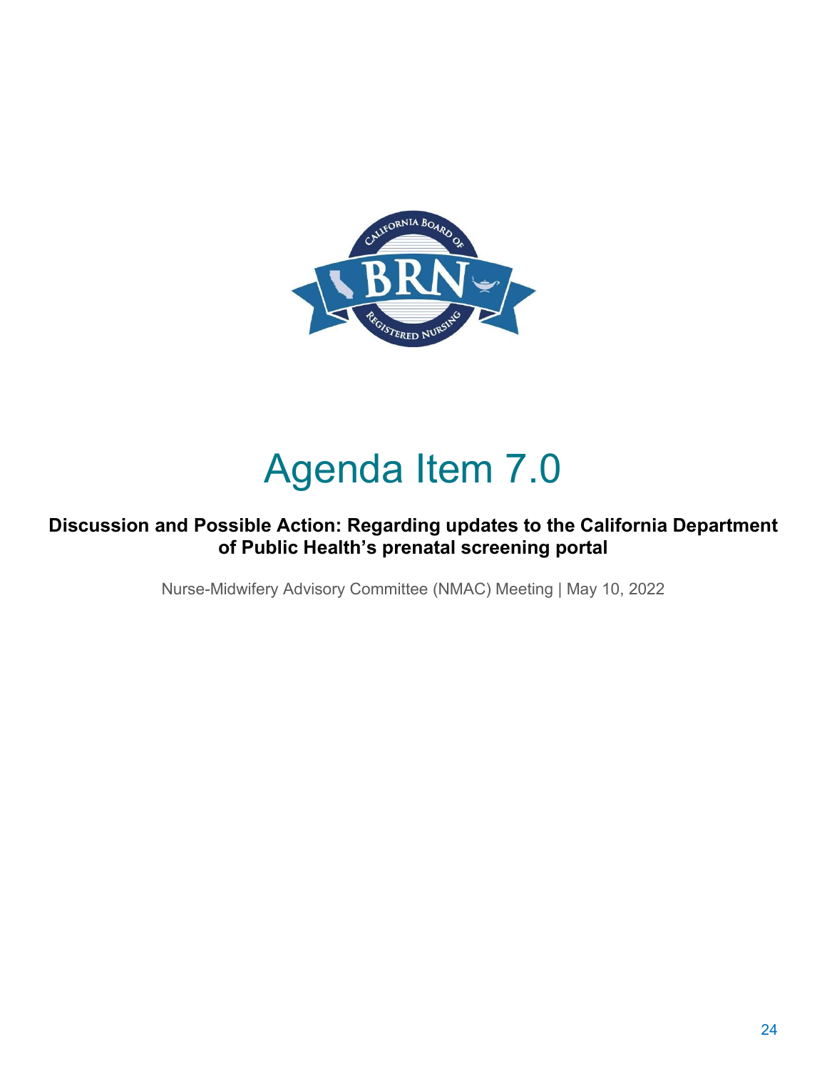# Agenda Item 7.0

**Discussion and Possible Action: Regarding updates to the California Department of Public Health's prenatal screening portal**

Nurse-Midwifery Advisory Committee (NMAC) Meeting | May 10, 2022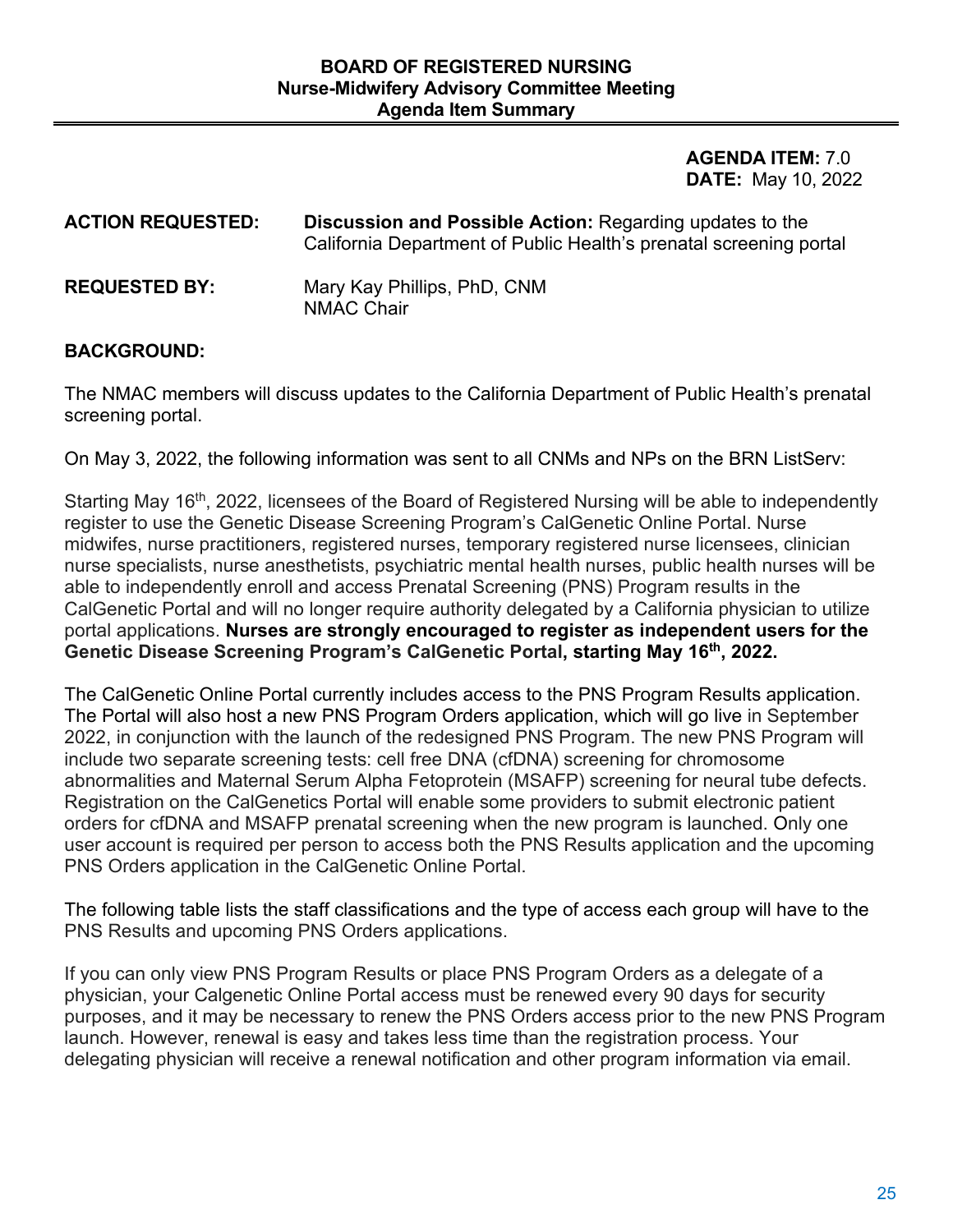**BOARD OF REGISTERED NURSING**
**Nurse-Midwifery Advisory Committee Meeting**
**Agenda Item Summary**

**AGENDA ITEM:** 7.0
**DATE:** May 10, 2022

**ACTION REQUESTED:** **Discussion and Possible Action:** Regarding updates to the California Department of Public Health's prenatal screening portal

**REQUESTED BY:** Mary Kay Phillips, PhD, CNM
NMAC Chair

**BACKGROUND:**

The NMAC members will discuss updates to the California Department of Public Health's prenatal screening portal.

On May 3, 2022, the following information was sent to all CNMs and NPs on the BRN ListServ:

Starting May 16th, 2022, licensees of the Board of Registered Nursing will be able to independently register to use the Genetic Disease Screening Program's CalGenetic Online Portal. Nurse midwifes, nurse practitioners, registered nurses, temporary registered nurse licensees, clinician nurse specialists, nurse anesthetists, psychiatric mental health nurses, public health nurses will be able to independently enroll and access Prenatal Screening (PNS) Program results in the CalGenetic Portal and will no longer require authority delegated by a California physician to utilize portal applications. **Nurses are strongly encouraged to register as independent users for the Genetic Disease Screening Program's CalGenetic Portal, starting May 16th, 2022.**

The CalGenetic Online Portal currently includes access to the PNS Program Results application. The Portal will also host a new PNS Program Orders application, which will go live in September 2022, in conjunction with the launch of the redesigned PNS Program. The new PNS Program will include two separate screening tests: cell free DNA (cfDNA) screening for chromosome abnormalities and Maternal Serum Alpha Fetoprotein (MSAFP) screening for neural tube defects. Registration on the CalGenetics Portal will enable some providers to submit electronic patient orders for cfDNA and MSAFP prenatal screening when the new program is launched. Only one user account is required per person to access both the PNS Results application and the upcoming PNS Orders application in the CalGenetic Online Portal.

The following table lists the staff classifications and the type of access each group will have to the PNS Results and upcoming PNS Orders applications.

If you can only view PNS Program Results or place PNS Program Orders as a delegate of a physician, your Calgenetic Online Portal access must be renewed every 90 days for security purposes, and it may be necessary to renew the PNS Orders access prior to the new PNS Program launch. However, renewal is easy and takes less time than the registration process. Your delegating physician will receive a renewal notification and other program information via email.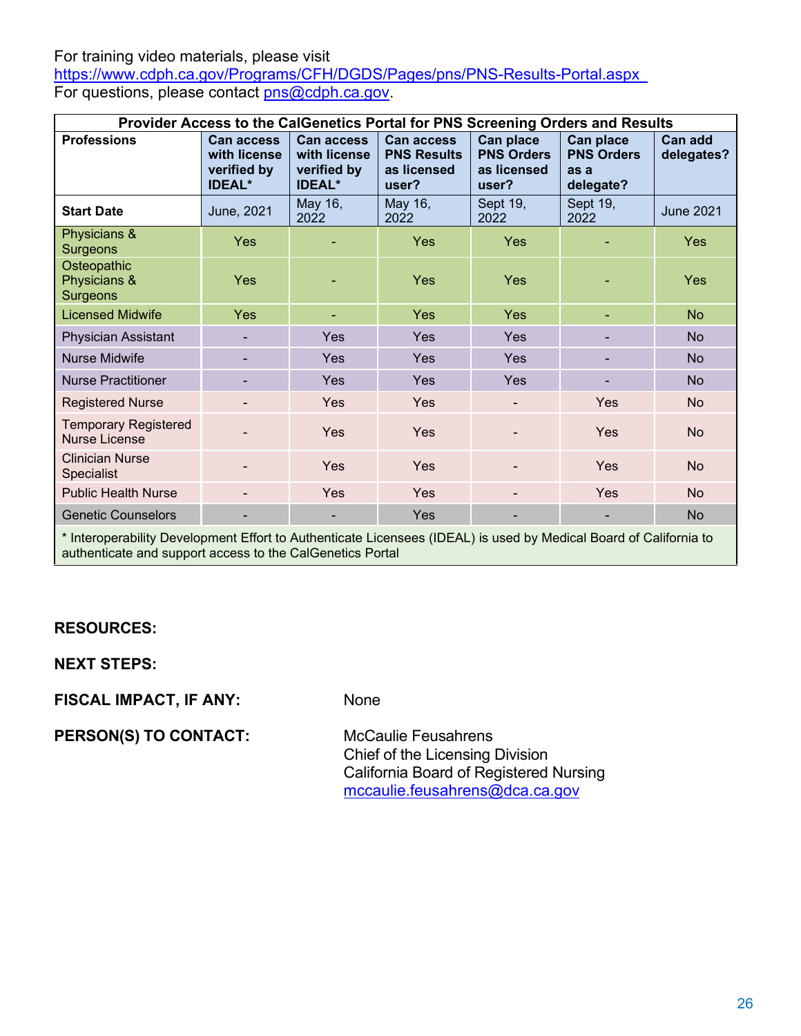For training video materials, please visit
https://www.cdph.ca.gov/Programs/CFH/DGDS/Pages/pns/PNS-Results-Portal.aspx
For questions, please contact pns@cdph.ca.gov.

| Provider Access to the CalGenetics Portal for PNS Screening Orders and Results | | | | | | |
|---|---|---|---|---|---|---|
| **Professions** | **Can access with license verified by IDEAL*** | **Can access with license verified by IDEAL*** | **Can access PNS Results as licensed user?** | **Can place PNS Orders as licensed user?** | **Can place PNS Orders as a delegate?** | **Can add delegates?** |
| **Start Date** | June, 2021 | May 16, 2022 | May 16, 2022 | Sept 19, 2022 | Sept 19, 2022 | June 2021 |
| Physicians & Surgeons | Yes | - | Yes | Yes | - | Yes |
| Osteopathic Physicians & Surgeons | Yes | - | Yes | Yes | - | Yes |
| Licensed Midwife | Yes | - | Yes | Yes | - | No |
| Physician Assistant | - | Yes | Yes | Yes | - | No |
| Nurse Midwife | - | Yes | Yes | Yes | - | No |
| Nurse Practitioner | - | Yes | Yes | Yes | - | No |
| Registered Nurse | - | Yes | Yes | - | Yes | No |
| Temporary Registered Nurse License | - | Yes | Yes | - | Yes | No |
| Clinician Nurse Specialist | - | Yes | Yes | - | Yes | No |
| Public Health Nurse | - | Yes | Yes | - | Yes | No |
| Genetic Counselors | - | - | Yes | - | - | No |
| * Interoperability Development Effort to Authenticate Licensees (IDEAL) is used by Medical Board of California to authenticate and support access to the CalGenetics Portal | | | | | | |

**RESOURCES:**

**NEXT STEPS:**

**FISCAL IMPACT, IF ANY:** None

**PERSON(S) TO CONTACT:**
McCaulie Feusahrens
Chief of the Licensing Division
California Board of Registered Nursing
mccaulie.feusahrens@dca.ca.gov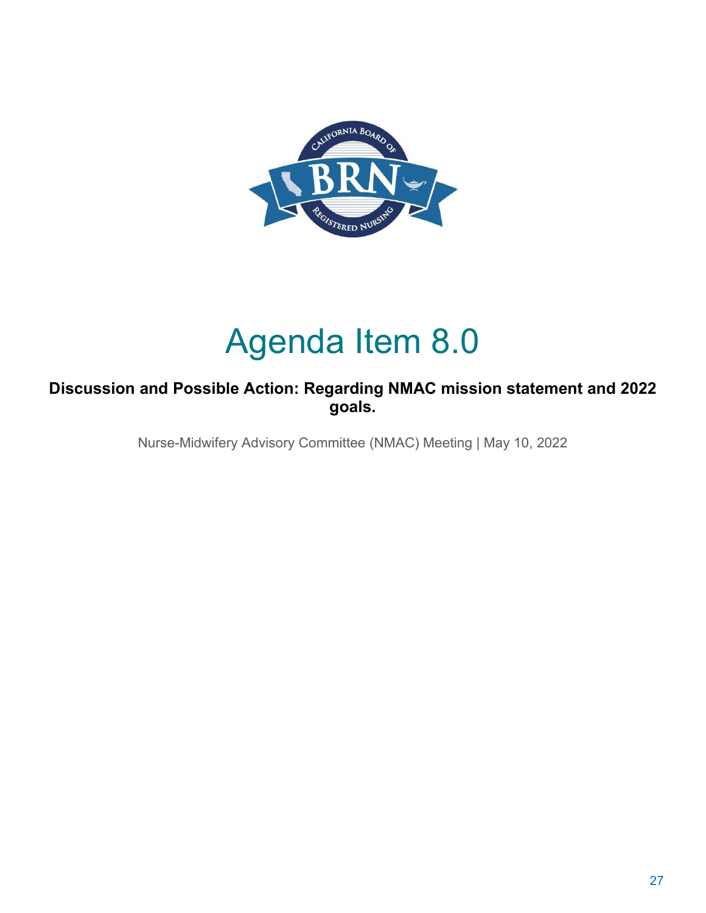# Agenda Item 8.0

**Discussion and Possible Action: Regarding NMAC mission statement and 2022 goals.**

Nurse-Midwifery Advisory Committee (NMAC) Meeting | May 10, 2022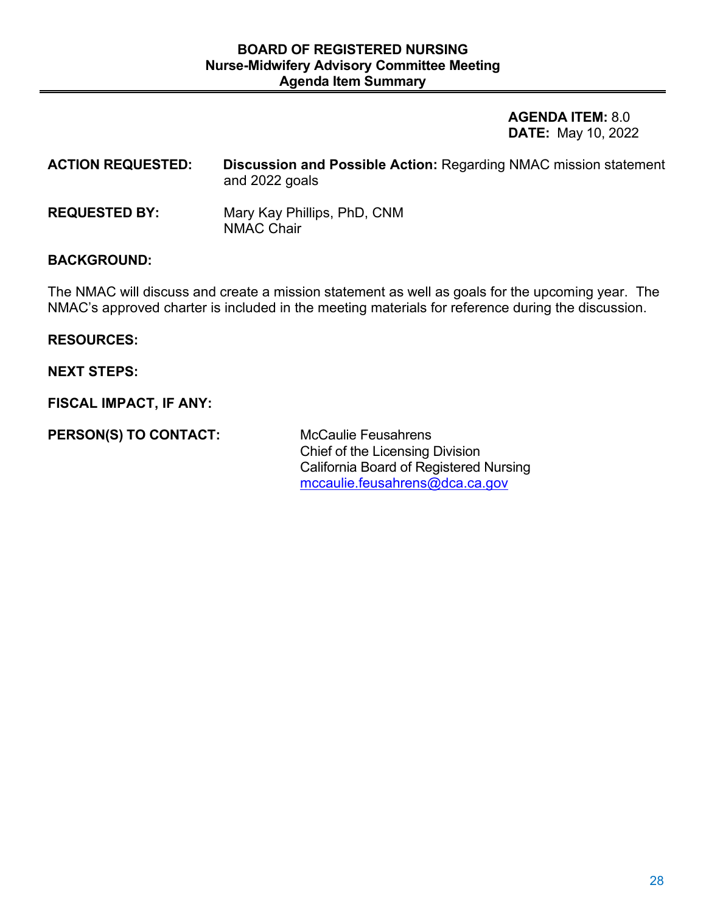**BOARD OF REGISTERED NURSING**
**Nurse-Midwifery Advisory Committee Meeting**
**Agenda Item Summary**

**AGENDA ITEM:** 8.0
**DATE:** May 10, 2022

**ACTION REQUESTED:** **Discussion and Possible Action:** Regarding NMAC mission statement and 2022 goals

**REQUESTED BY:** Mary Kay Phillips, PhD, CNM
NMAC Chair

**BACKGROUND:**

The NMAC will discuss and create a mission statement as well as goals for the upcoming year. The NMAC's approved charter is included in the meeting materials for reference during the discussion.

**RESOURCES:**

**NEXT STEPS:**

**FISCAL IMPACT, IF ANY:**

**PERSON(S) TO CONTACT:**

McCaulie Feusahrens
Chief of the Licensing Division
California Board of Registered Nursing
mccaulie.feusahrens@dca.ca.gov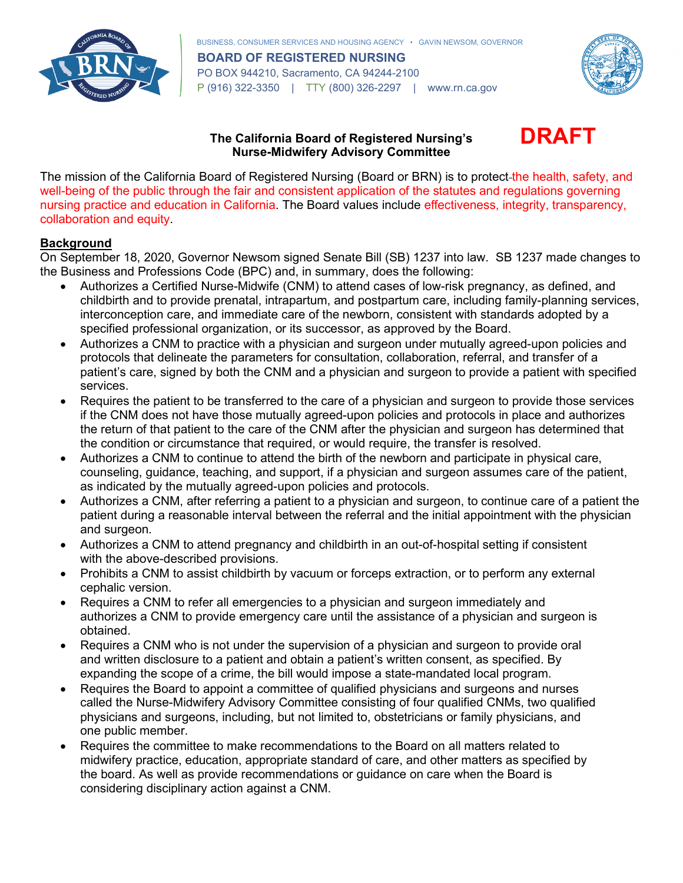BUSINESS, CONSUMER SERVICES AND HOUSING AGENCY • GAVIN NEWSOM, GOVERNOR

**BOARD OF REGISTERED NURSING**
PO BOX 944210, Sacramento, CA 94244-2100
P (916) 322-3350 | TTY (800) 326-2297 | www.rn.ca.gov

**The California Board of Registered Nursing's Nurse-Midwifery Advisory Committee**

**DRAFT**

The mission of the California Board of Registered Nursing (Board or BRN) is to protect the health, safety, and well-being of the public through the fair and consistent application of the statutes and regulations governing nursing practice and education in California. The Board values include effectiveness, integrity, transparency, collaboration and equity.

## Background

On September 18, 2020, Governor Newsom signed Senate Bill (SB) 1237 into law. SB 1237 made changes to the Business and Professions Code (BPC) and, in summary, does the following:

- Authorizes a Certified Nurse-Midwife (CNM) to attend cases of low-risk pregnancy, as defined, and childbirth and to provide prenatal, intrapartum, and postpartum care, including family-planning services, interconception care, and immediate care of the newborn, consistent with standards adopted by a specified professional organization, or its successor, as approved by the Board.
- Authorizes a CNM to practice with a physician and surgeon under mutually agreed-upon policies and protocols that delineate the parameters for consultation, collaboration, referral, and transfer of a patient's care, signed by both the CNM and a physician and surgeon to provide a patient with specified services.
- Requires the patient to be transferred to the care of a physician and surgeon to provide those services if the CNM does not have those mutually agreed-upon policies and protocols in place and authorizes the return of that patient to the care of the CNM after the physician and surgeon has determined that the condition or circumstance that required, or would require, the transfer is resolved.
- Authorizes a CNM to continue to attend the birth of the newborn and participate in physical care, counseling, guidance, teaching, and support, if a physician and surgeon assumes care of the patient, as indicated by the mutually agreed-upon policies and protocols.
- Authorizes a CNM, after referring a patient to a physician and surgeon, to continue care of a patient the patient during a reasonable interval between the referral and the initial appointment with the physician and surgeon.
- Authorizes a CNM to attend pregnancy and childbirth in an out-of-hospital setting if consistent with the above-described provisions.
- Prohibits a CNM to assist childbirth by vacuum or forceps extraction, or to perform any external cephalic version.
- Requires a CNM to refer all emergencies to a physician and surgeon immediately and authorizes a CNM to provide emergency care until the assistance of a physician and surgeon is obtained.
- Requires a CNM who is not under the supervision of a physician and surgeon to provide oral and written disclosure to a patient and obtain a patient's written consent, as specified. By expanding the scope of a crime, the bill would impose a state-mandated local program.
- Requires the Board to appoint a committee of qualified physicians and surgeons and nurses called the Nurse-Midwifery Advisory Committee consisting of four qualified CNMs, two qualified physicians and surgeons, including, but not limited to, obstetricians or family physicians, and one public member.
- Requires the committee to make recommendations to the Board on all matters related to midwifery practice, education, appropriate standard of care, and other matters as specified by the board. As well as provide recommendations or guidance on care when the Board is considering disciplinary action against a CNM.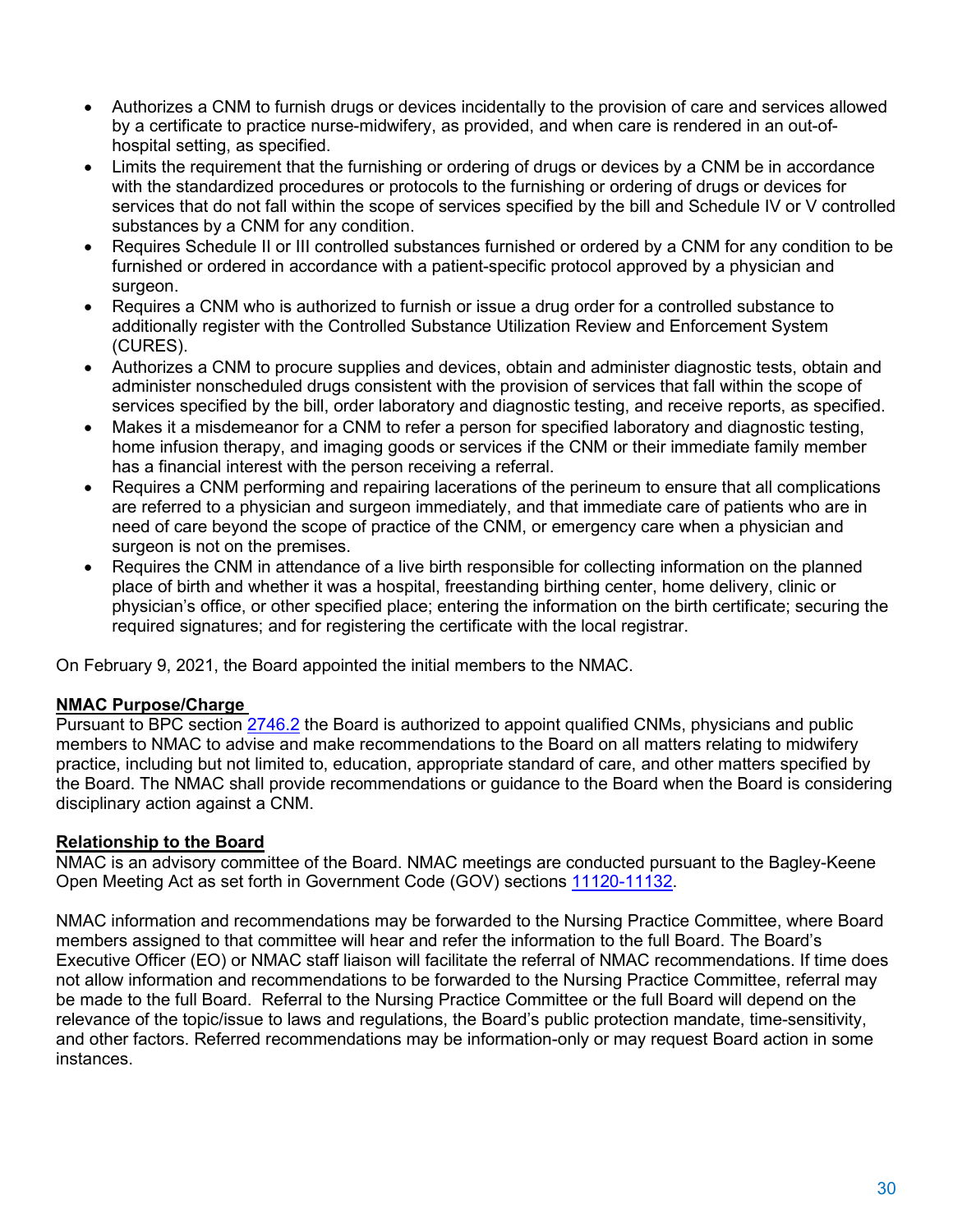- Authorizes a CNM to furnish drugs or devices incidentally to the provision of care and services allowed by a certificate to practice nurse-midwifery, as provided, and when care is rendered in an out-of-hospital setting, as specified.
- Limits the requirement that the furnishing or ordering of drugs or devices by a CNM be in accordance with the standardized procedures or protocols to the furnishing or ordering of drugs or devices for services that do not fall within the scope of services specified by the bill and Schedule IV or V controlled substances by a CNM for any condition.
- Requires Schedule II or III controlled substances furnished or ordered by a CNM for any condition to be furnished or ordered in accordance with a patient-specific protocol approved by a physician and surgeon.
- Requires a CNM who is authorized to furnish or issue a drug order for a controlled substance to additionally register with the Controlled Substance Utilization Review and Enforcement System (CURES).
- Authorizes a CNM to procure supplies and devices, obtain and administer diagnostic tests, obtain and administer nonscheduled drugs consistent with the provision of services that fall within the scope of services specified by the bill, order laboratory and diagnostic testing, and receive reports, as specified.
- Makes it a misdemeanor for a CNM to refer a person for specified laboratory and diagnostic testing, home infusion therapy, and imaging goods or services if the CNM or their immediate family member has a financial interest with the person receiving a referral.
- Requires a CNM performing and repairing lacerations of the perineum to ensure that all complications are referred to a physician and surgeon immediately, and that immediate care of patients who are in need of care beyond the scope of practice of the CNM, or emergency care when a physician and surgeon is not on the premises.
- Requires the CNM in attendance of a live birth responsible for collecting information on the planned place of birth and whether it was a hospital, freestanding birthing center, home delivery, clinic or physician's office, or other specified place; entering the information on the birth certificate; securing the required signatures; and for registering the certificate with the local registrar.

On February 9, 2021, the Board appointed the initial members to the NMAC.

**NMAC Purpose/Charge**

Pursuant to BPC section 2746.2 the Board is authorized to appoint qualified CNMs, physicians and public members to NMAC to advise and make recommendations to the Board on all matters relating to midwifery practice, including but not limited to, education, appropriate standard of care, and other matters specified by the Board. The NMAC shall provide recommendations or guidance to the Board when the Board is considering disciplinary action against a CNM.

**Relationship to the Board**

NMAC is an advisory committee of the Board. NMAC meetings are conducted pursuant to the Bagley-Keene Open Meeting Act as set forth in Government Code (GOV) sections 11120-11132.

NMAC information and recommendations may be forwarded to the Nursing Practice Committee, where Board members assigned to that committee will hear and refer the information to the full Board. The Board's Executive Officer (EO) or NMAC staff liaison will facilitate the referral of NMAC recommendations. If time does not allow information and recommendations to be forwarded to the Nursing Practice Committee, referral may be made to the full Board. Referral to the Nursing Practice Committee or the full Board will depend on the relevance of the topic/issue to laws and regulations, the Board's public protection mandate, time-sensitivity, and other factors. Referred recommendations may be information-only or may request Board action in some instances.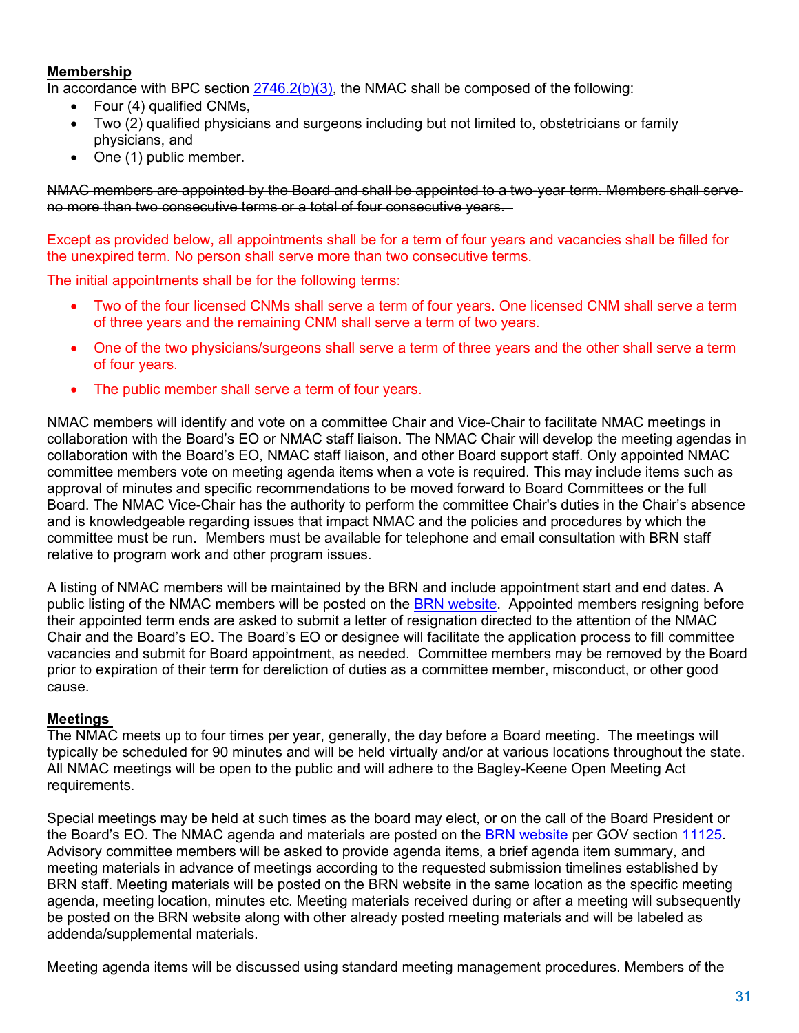**Membership**

In accordance with BPC section [2746.2(b)(3)](), the NMAC shall be composed of the following:

- Four (4) qualified CNMs,
- Two (2) qualified physicians and surgeons including but not limited to, obstetricians or family physicians, and
- One (1) public member.

~~NMAC members are appointed by the Board and shall be appointed to a two-year term. Members shall serve no more than two consecutive terms or a total of four consecutive years.~~

Except as provided below, all appointments shall be for a term of four years and vacancies shall be filled for the unexpired term. No person shall serve more than two consecutive terms.

The initial appointments shall be for the following terms:

- Two of the four licensed CNMs shall serve a term of four years. One licensed CNM shall serve a term of three years and the remaining CNM shall serve a term of two years.
- One of the two physicians/surgeons shall serve a term of three years and the other shall serve a term of four years.
- The public member shall serve a term of four years.

NMAC members will identify and vote on a committee Chair and Vice-Chair to facilitate NMAC meetings in collaboration with the Board's EO or NMAC staff liaison. The NMAC Chair will develop the meeting agendas in collaboration with the Board's EO, NMAC staff liaison, and other Board support staff. Only appointed NMAC committee members vote on meeting agenda items when a vote is required. This may include items such as approval of minutes and specific recommendations to be moved forward to Board Committees or the full Board. The NMAC Vice-Chair has the authority to perform the committee Chair's duties in the Chair's absence and is knowledgeable regarding issues that impact NMAC and the policies and procedures by which the committee must be run. Members must be available for telephone and email consultation with BRN staff relative to program work and other program issues.

A listing of NMAC members will be maintained by the BRN and include appointment start and end dates. A public listing of the NMAC members will be posted on the BRN website. Appointed members resigning before their appointed term ends are asked to submit a letter of resignation directed to the attention of the NMAC Chair and the Board's EO. The Board's EO or designee will facilitate the application process to fill committee vacancies and submit for Board appointment, as needed. Committee members may be removed by the Board prior to expiration of their term for dereliction of duties as a committee member, misconduct, or other good cause.

**Meetings**

The NMAC meets up to four times per year, generally, the day before a Board meeting. The meetings will typically be scheduled for 90 minutes and will be held virtually and/or at various locations throughout the state. All NMAC meetings will be open to the public and will adhere to the Bagley-Keene Open Meeting Act requirements.

Special meetings may be held at such times as the board may elect, or on the call of the Board President or the Board's EO. The NMAC agenda and materials are posted on the BRN website per GOV section 11125. Advisory committee members will be asked to provide agenda items, a brief agenda item summary, and meeting materials in advance of meetings according to the requested submission timelines established by BRN staff. Meeting materials will be posted on the BRN website in the same location as the specific meeting agenda, meeting location, minutes etc. Meeting materials received during or after a meeting will subsequently be posted on the BRN website along with other already posted meeting materials and will be labeled as addenda/supplemental materials.

Meeting agenda items will be discussed using standard meeting management procedures. Members of the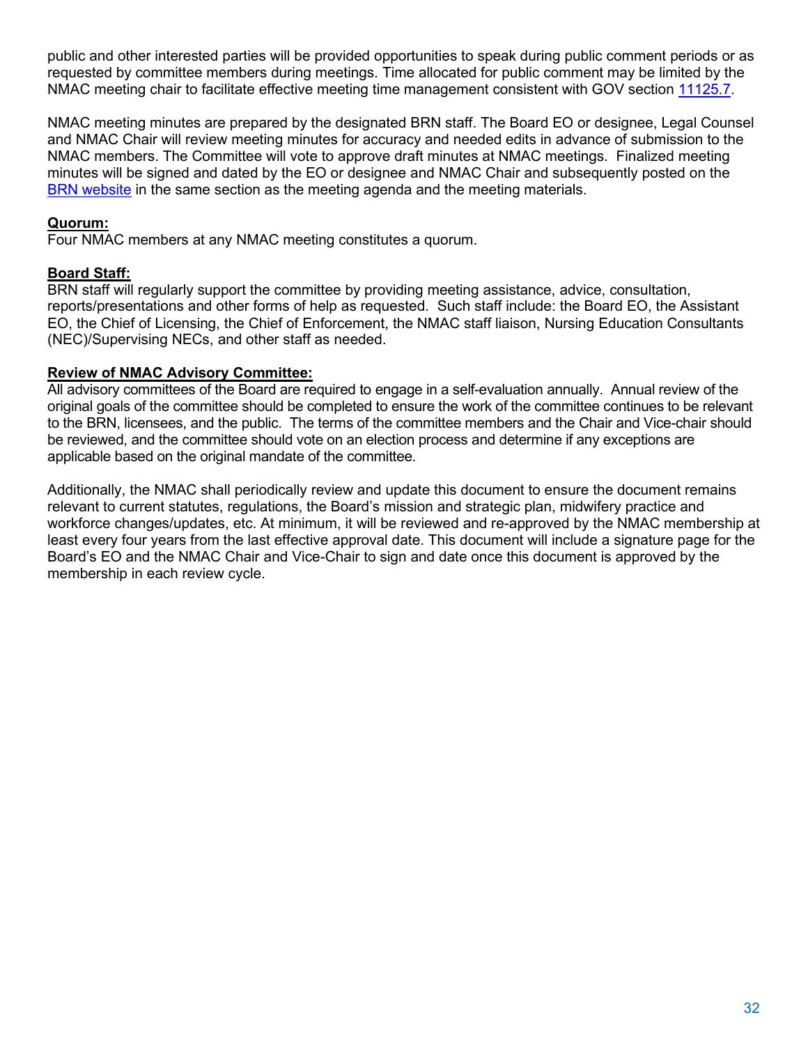public and other interested parties will be provided opportunities to speak during public comment periods or as requested by committee members during meetings. Time allocated for public comment may be limited by the NMAC meeting chair to facilitate effective meeting time management consistent with GOV section [11125.7](11125.7).

NMAC meeting minutes are prepared by the designated BRN staff. The Board EO or designee, Legal Counsel and NMAC Chair will review meeting minutes for accuracy and needed edits in advance of submission to the NMAC members. The Committee will vote to approve draft minutes at NMAC meetings. Finalized meeting minutes will be signed and dated by the EO or designee and NMAC Chair and subsequently posted on the BRN website in the same section as the meeting agenda and the meeting materials.

**Quorum:**

Four NMAC members at any NMAC meeting constitutes a quorum.

**Board Staff:**

BRN staff will regularly support the committee by providing meeting assistance, advice, consultation, reports/presentations and other forms of help as requested. Such staff include: the Board EO, the Assistant EO, the Chief of Licensing, the Chief of Enforcement, the NMAC staff liaison, Nursing Education Consultants (NEC)/Supervising NECs, and other staff as needed.

**Review of NMAC Advisory Committee:**

All advisory committees of the Board are required to engage in a self-evaluation annually. Annual review of the original goals of the committee should be completed to ensure the work of the committee continues to be relevant to the BRN, licensees, and the public. The terms of the committee members and the Chair and Vice-chair should be reviewed, and the committee should vote on an election process and determine if any exceptions are applicable based on the original mandate of the committee.

Additionally, the NMAC shall periodically review and update this document to ensure the document remains relevant to current statutes, regulations, the Board's mission and strategic plan, midwifery practice and workforce changes/updates, etc. At minimum, it will be reviewed and re-approved by the NMAC membership at least every four years from the last effective approval date. This document will include a signature page for the Board's EO and the NMAC Chair and Vice-Chair to sign and date once this document is approved by the membership in each review cycle.